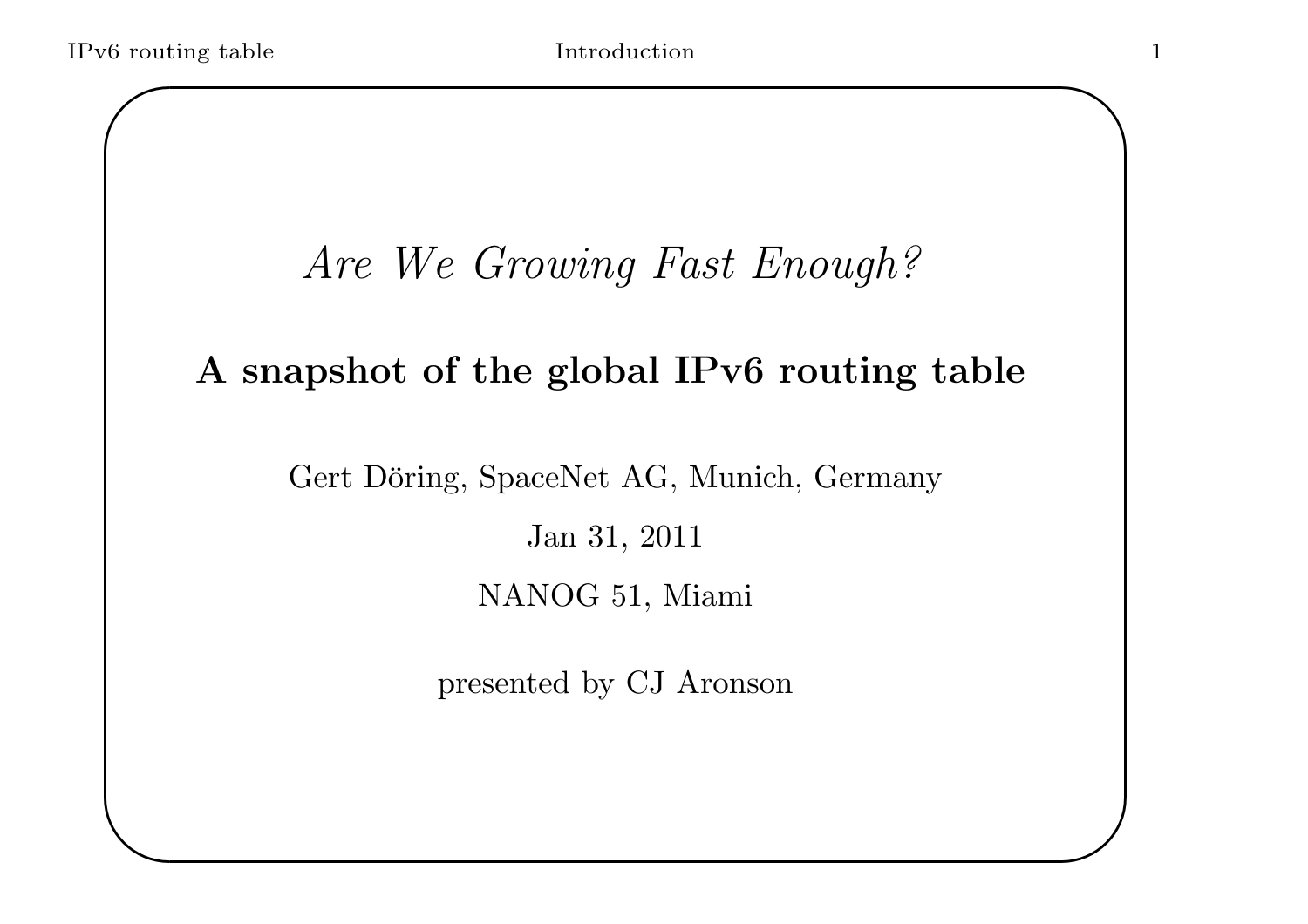# *Are We Growing Fast Enough?*

## A snapshot of the global IPv6 routing table

Gert Döring, SpaceNet AG, Munich, Germany

Jan 31, 2011

NANOG 51, Miami

presented by CJ Aronson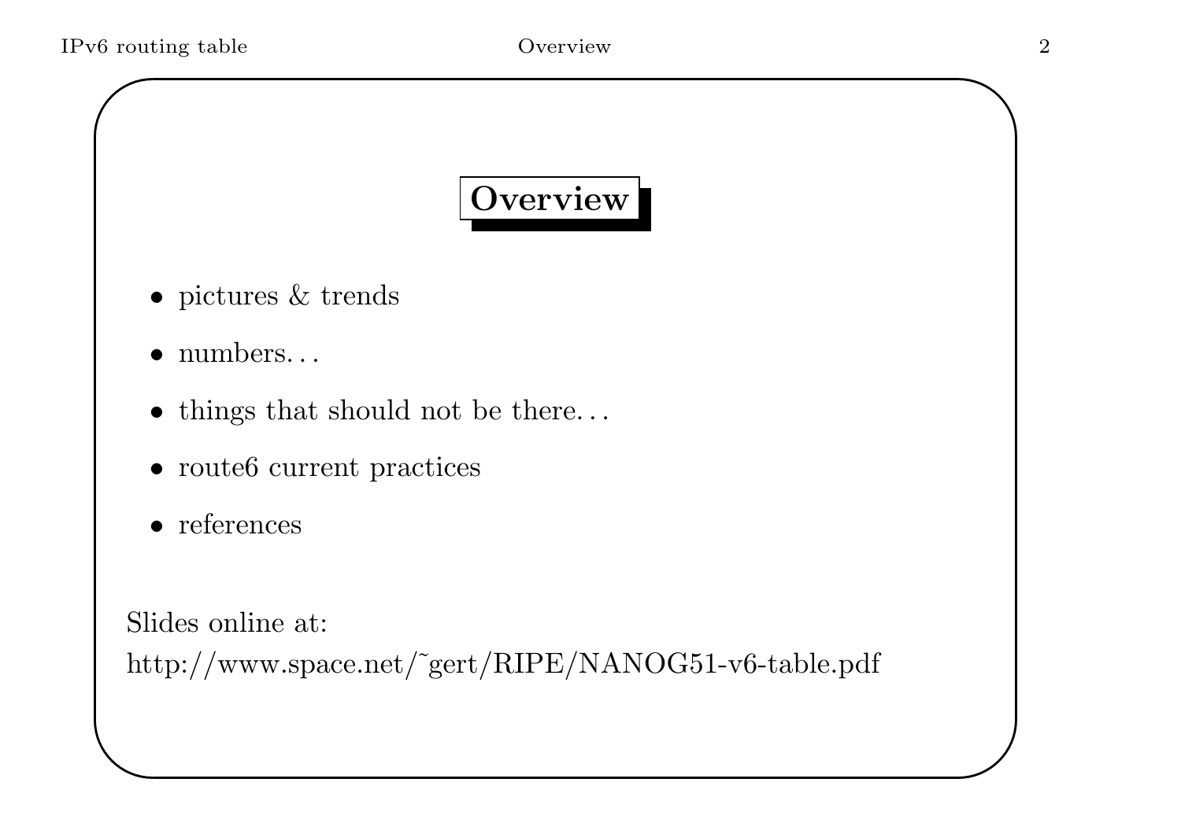## Overview

- pictures & trends
- numbers…
- things that should not be there…
- route6 current practices
- references

Slides online at:
http://www.space.net/~gert/RIPE/NANOG51-v6-table.pdf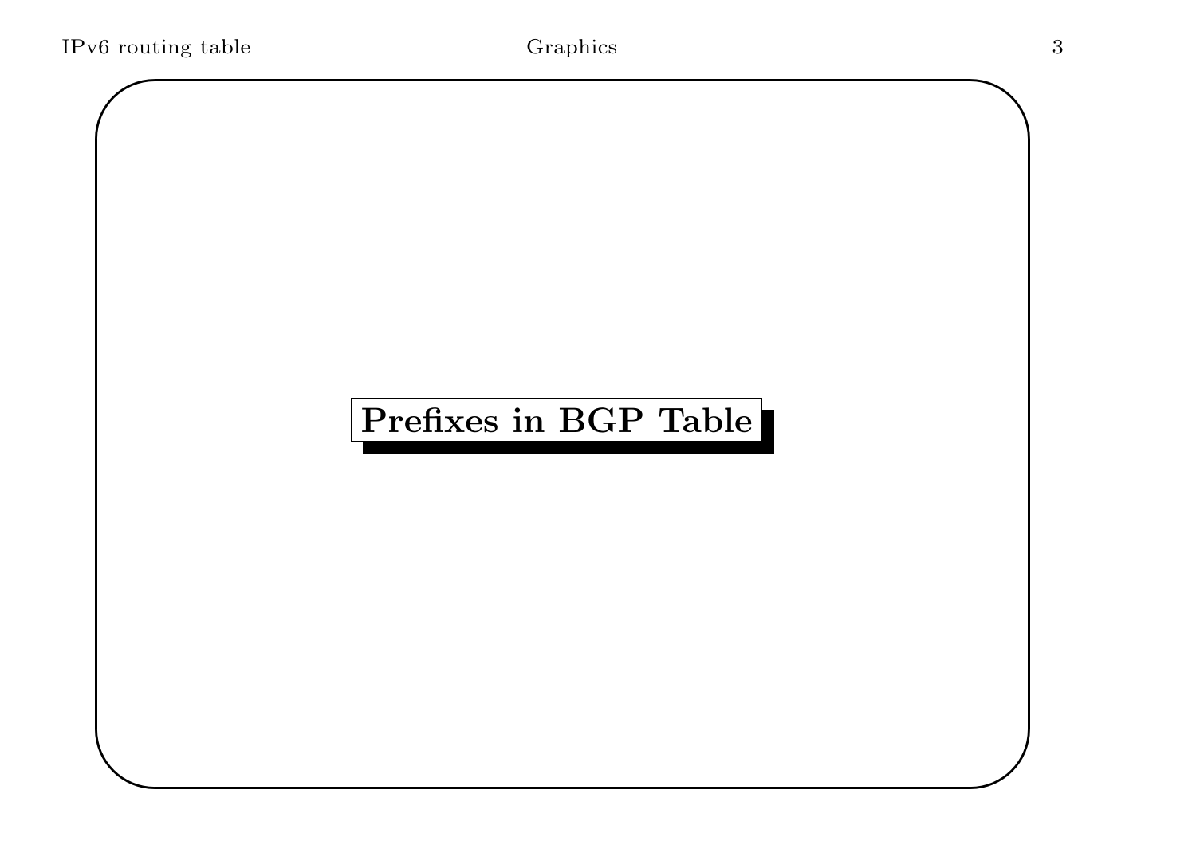# Prefixes in BGP Table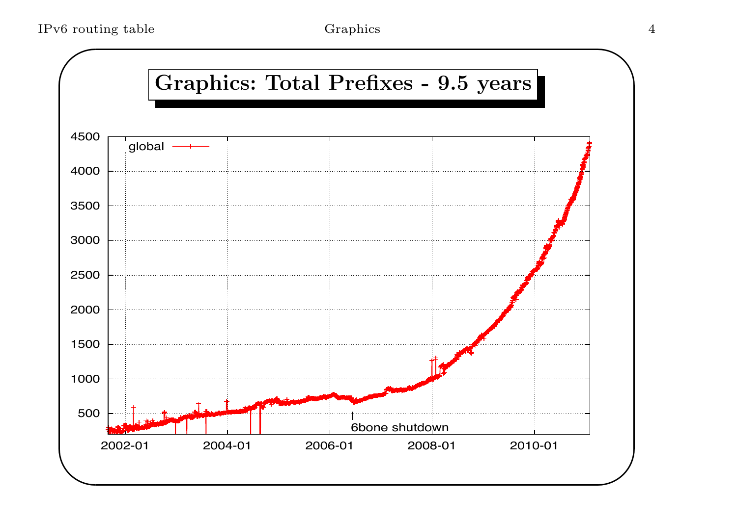# Graphics: Total Prefixes - 9.5 years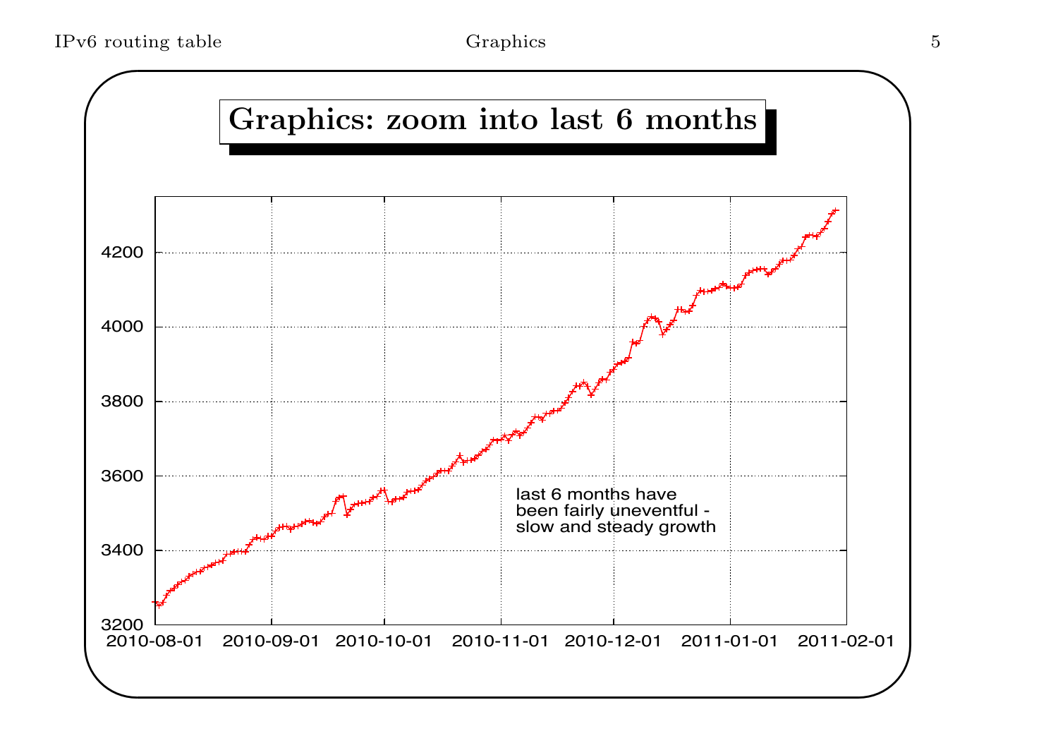# Graphics: zoom into last 6 months

last 6 months have been fairly uneventful - slow and steady growth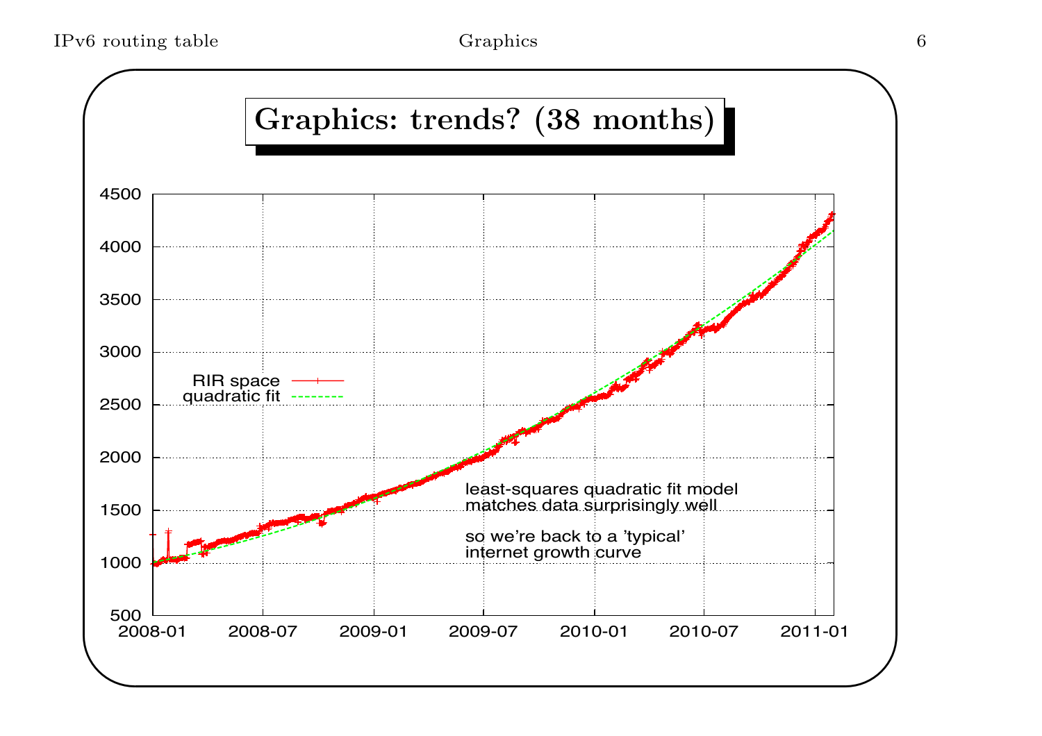# Graphics: trends? (38 months)

least-squares quadratic fit model matches data surprisingly well

so we're back to a 'typical' internet growth curve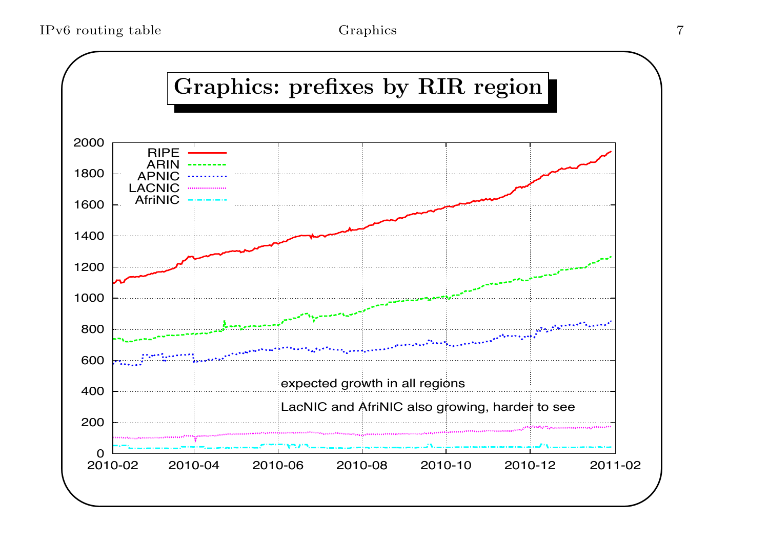# Graphics: prefixes by RIR region

RIPE
ARIN
APNIC
LACNIC
AfriNIC

expected growth in all regions

LacNIC and AfriNIC also growing, harder to see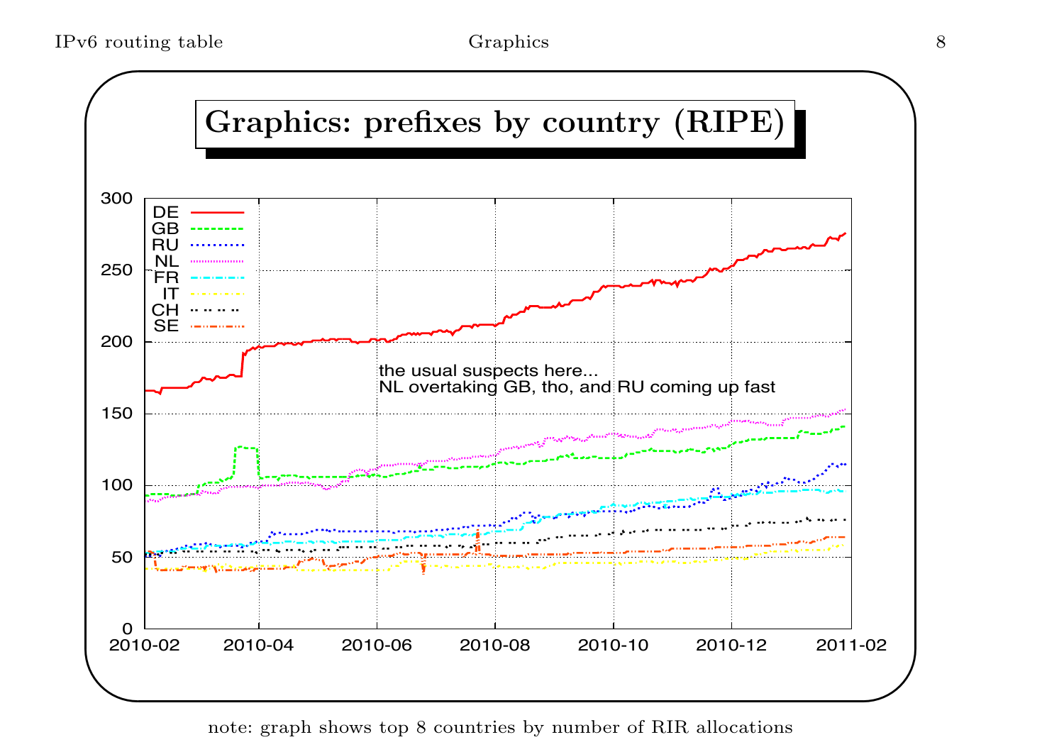# Graphics: prefixes by country (RIPE)

DE
GB
RU
NL
FR
IT
CH
SE

the usual suspects here...
NL overtaking GB, tho, and RU coming up fast

note: graph shows top 8 countries by number of RIR allocations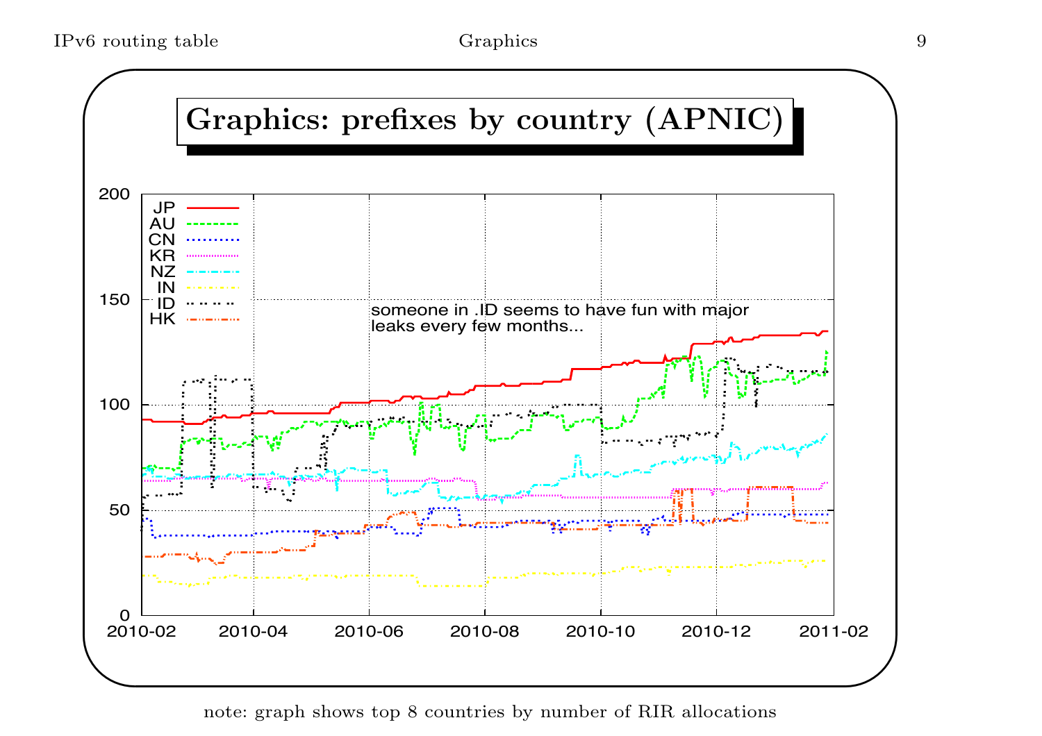# Graphics: prefixes by country (APNIC)

note: graph shows top 8 countries by number of RIR allocations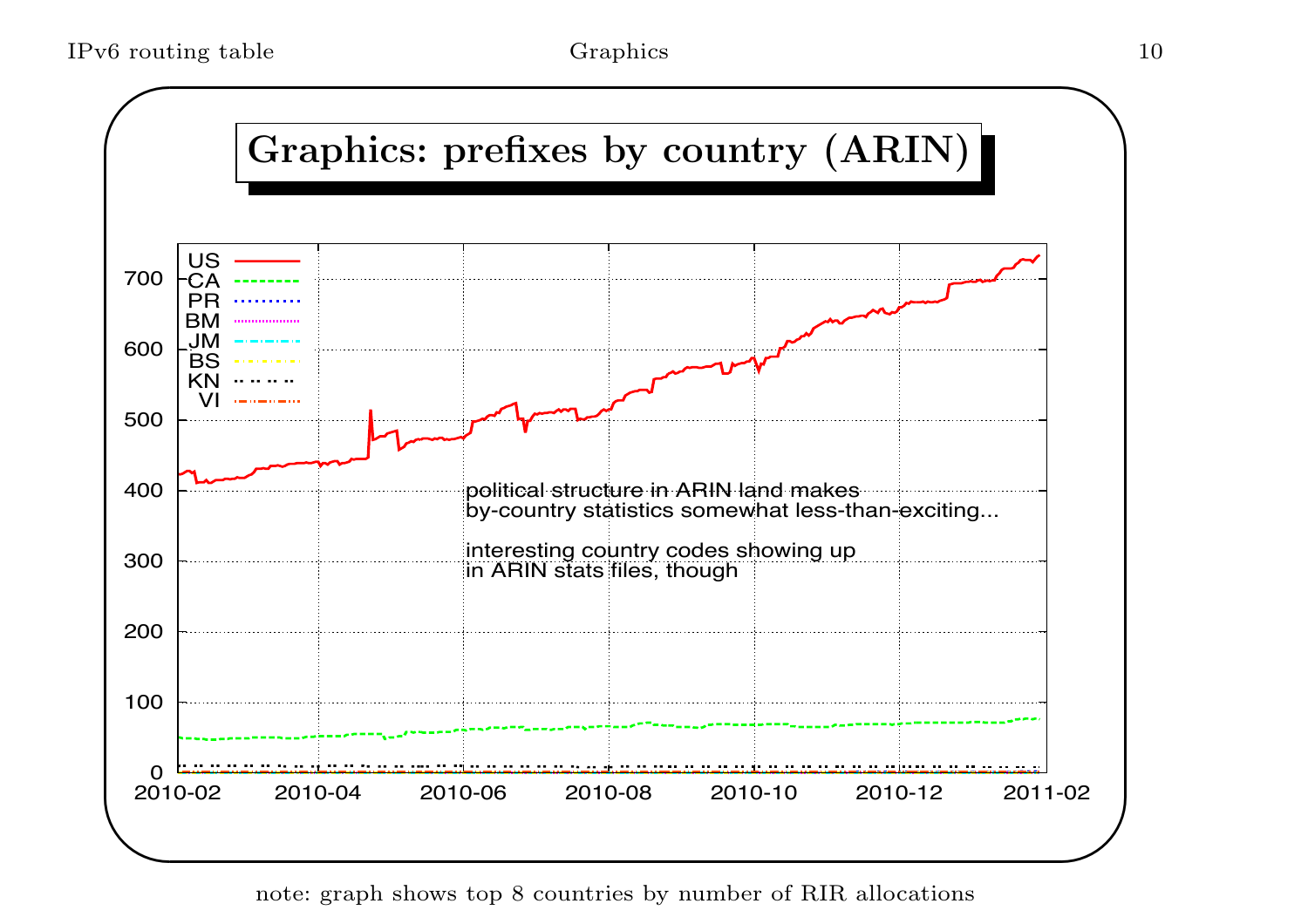# Graphics: prefixes by country (ARIN)

political structure in ARIN land makes
by-country statistics somewhat less-than-exciting...

interesting country codes showing up
in ARIN stats files, though

note: graph shows top 8 countries by number of RIR allocations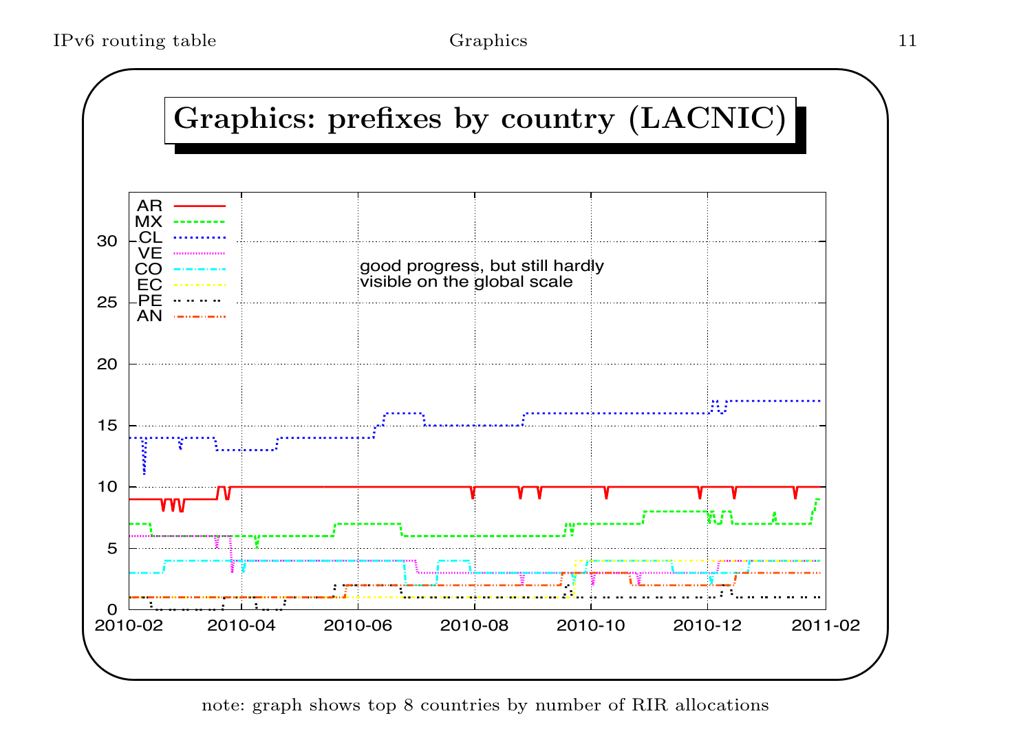# Graphics: prefixes by country (LACNIC)

good progress, but still hardly visible on the global scale

note: graph shows top 8 countries by number of RIR allocations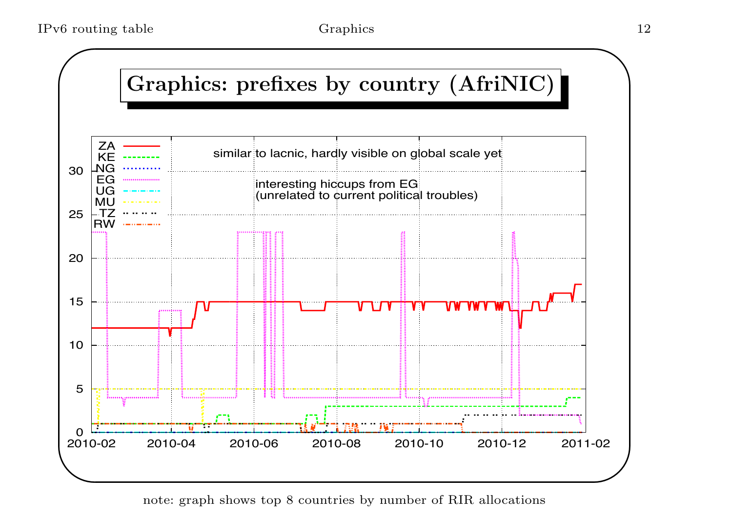# Graphics: prefixes by country (AfriNIC)

ZA
KE
NG
EG
UG
MU
TZ
RW

similar to lacnic, hardly visible on global scale yet

interesting hiccups from EG
(unrelated to current political troubles)

note: graph shows top 8 countries by number of RIR allocations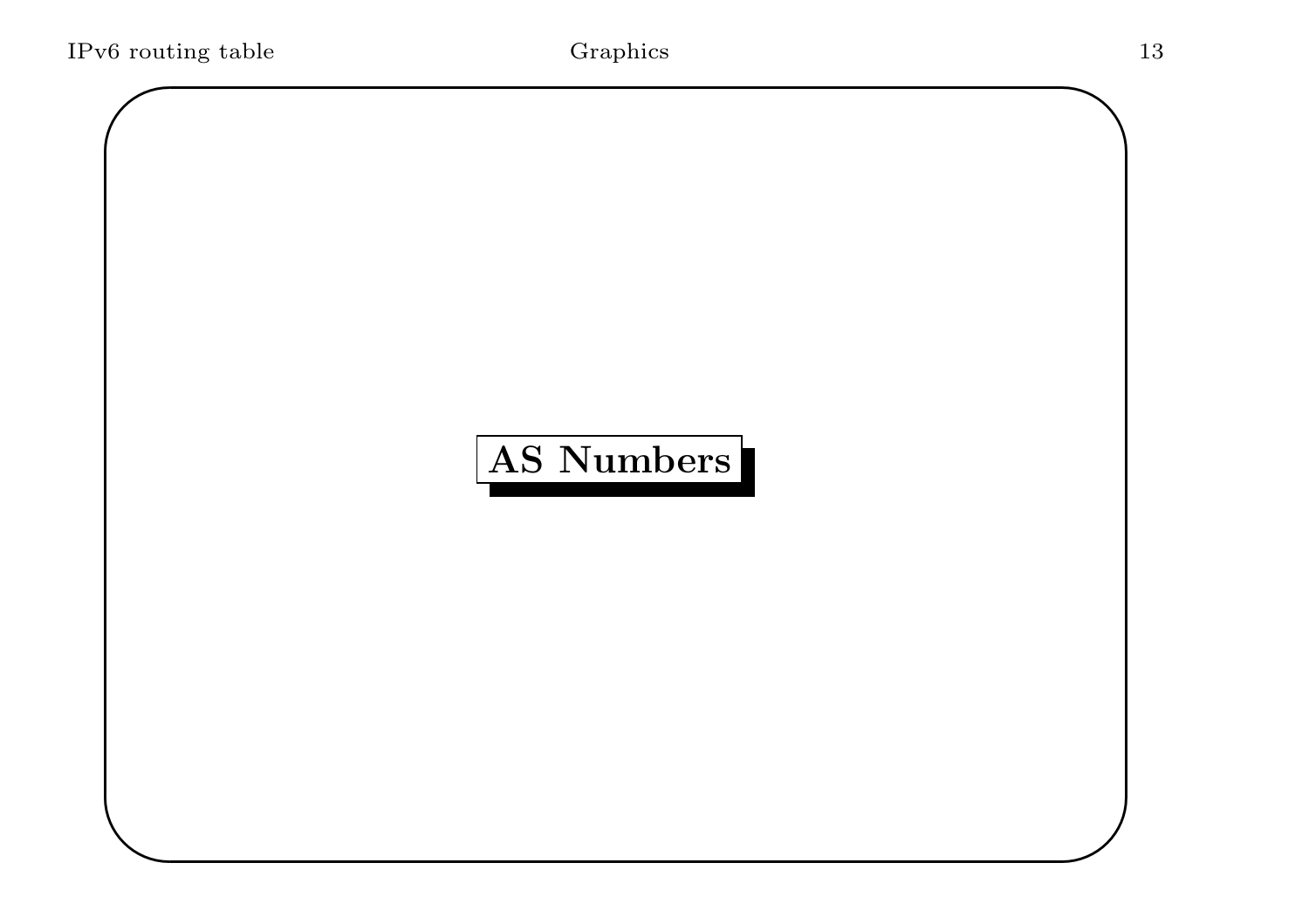# AS Numbers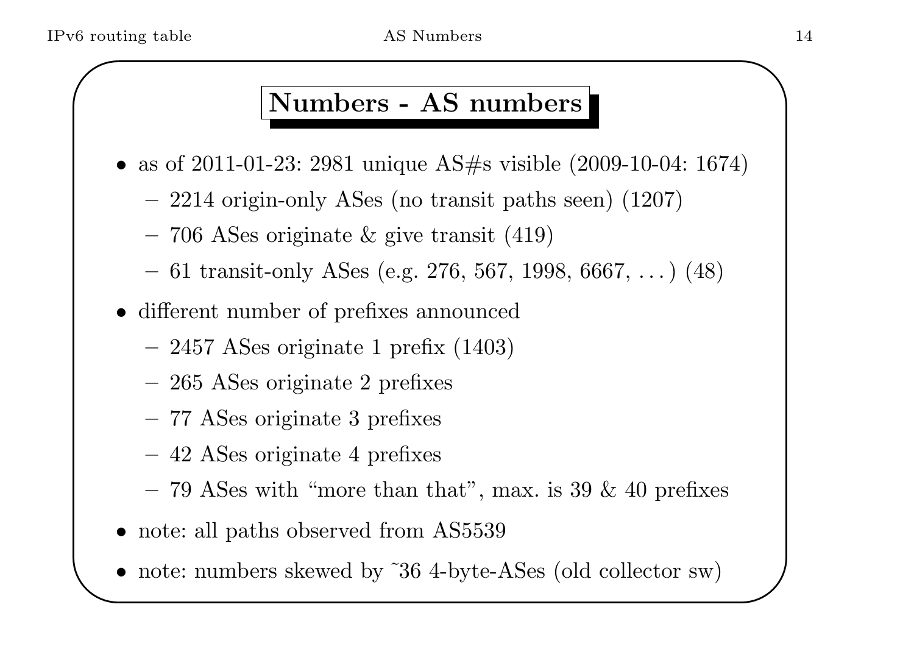## Numbers - AS numbers

- as of 2011-01-23: 2981 unique AS#s visible (2009-10-04: 1674)
  - 2214 origin-only ASes (no transit paths seen) (1207)
  - 706 ASes originate & give transit (419)
  - 61 transit-only ASes (e.g. 276, 567, 1998, 6667, ...) (48)
- different number of prefixes announced
  - 2457 ASes originate 1 prefix (1403)
  - 265 ASes originate 2 prefixes
  - 77 ASes originate 3 prefixes
  - 42 ASes originate 4 prefixes
  - 79 ASes with "more than that", max. is 39 & 40 prefixes
- note: all paths observed from AS5539
- note: numbers skewed by ~36 4-byte-ASes (old collector sw)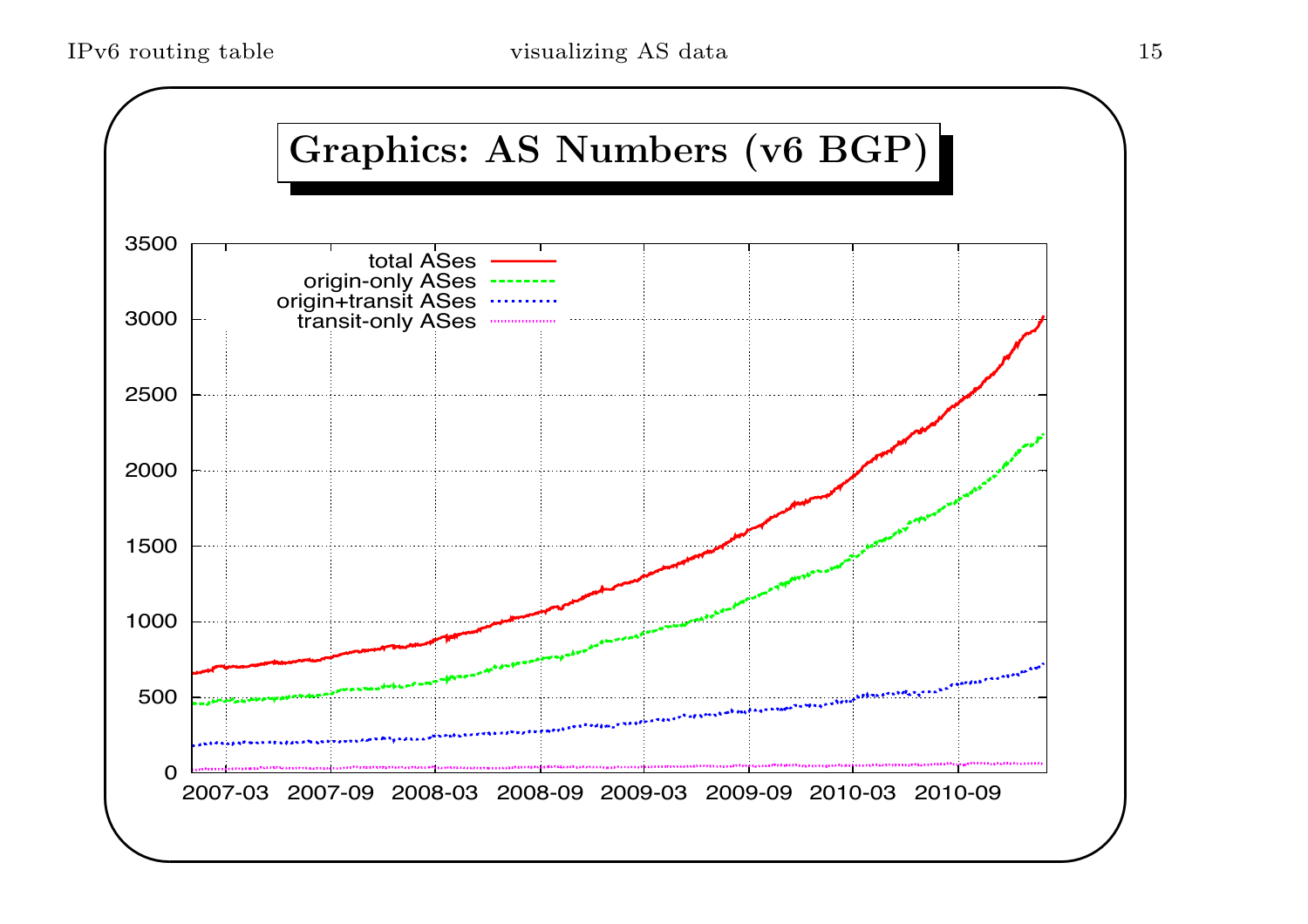# Graphics: AS Numbers (v6 BGP)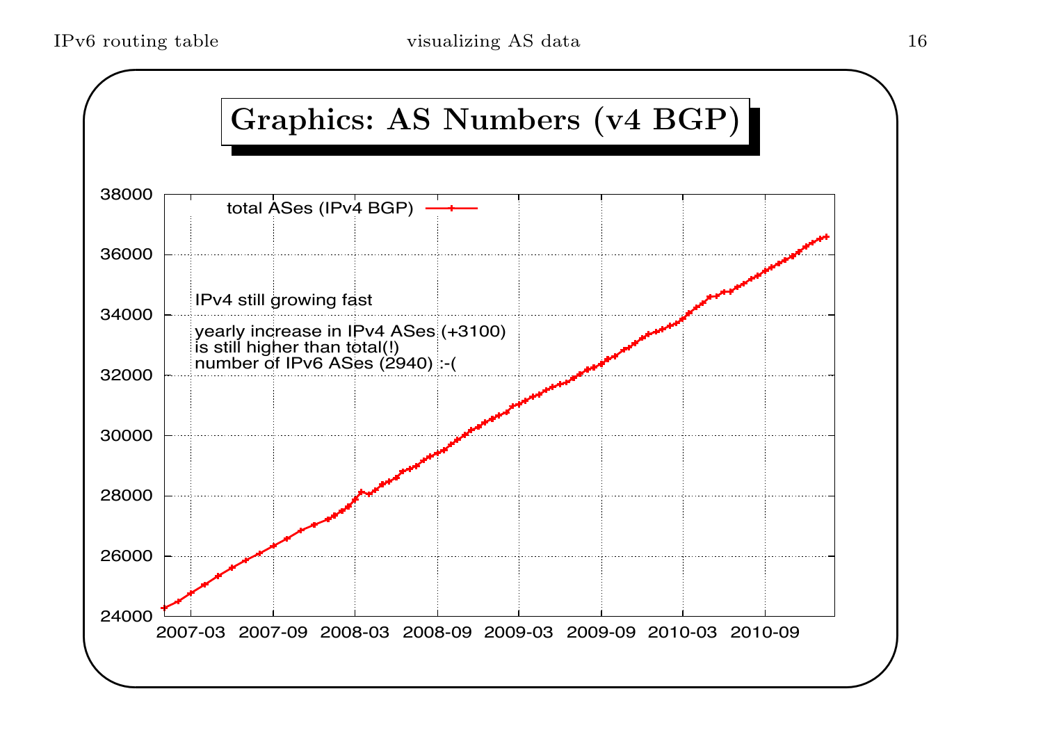# Graphics: AS Numbers (v4 BGP)

total ASes (IPv4 BGP)

IPv4 still growing fast

yearly increase in IPv4 ASes (+3100)
is still higher than total(!)
number of IPv6 ASes (2940) :-(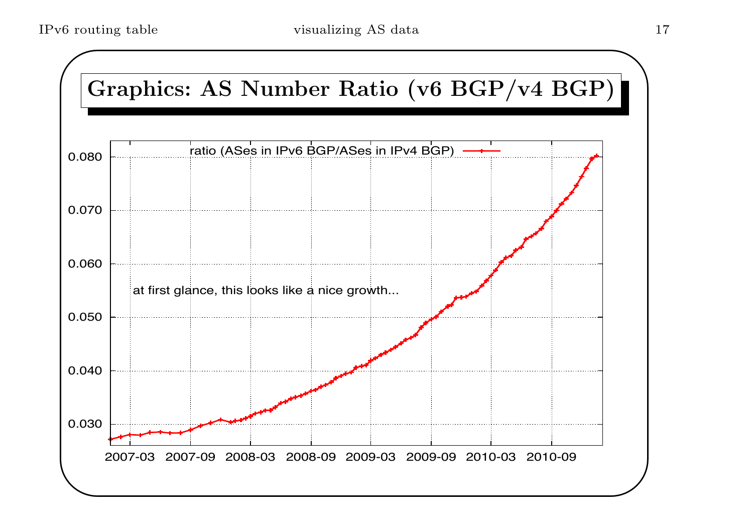# Graphics: AS Number Ratio (v6 BGP/v4 BGP)

ratio (ASes in IPv6 BGP/ASes in IPv4 BGP)

at first glance, this looks like a nice growth...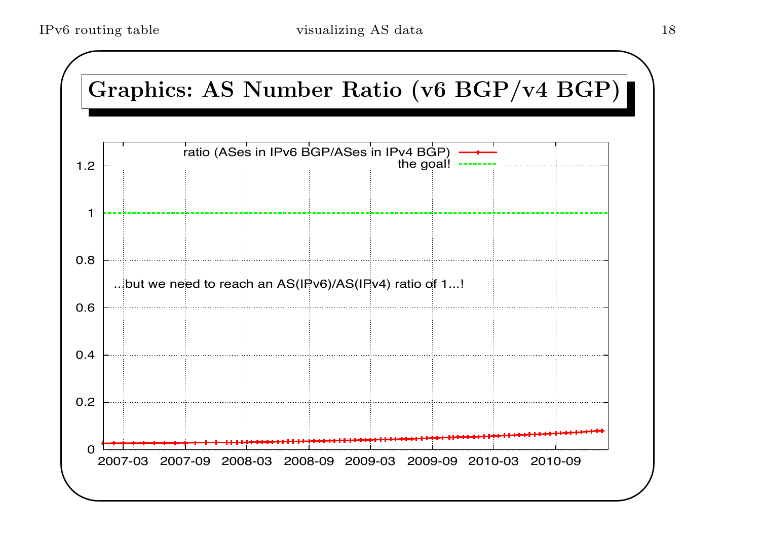## Graphics: AS Number Ratio (v6 BGP/v4 BGP)

ratio (ASes in IPv6 BGP/ASes in IPv4 BGP)

the goal!

...but we need to reach an AS(IPv6)/AS(IPv4) ratio of 1...!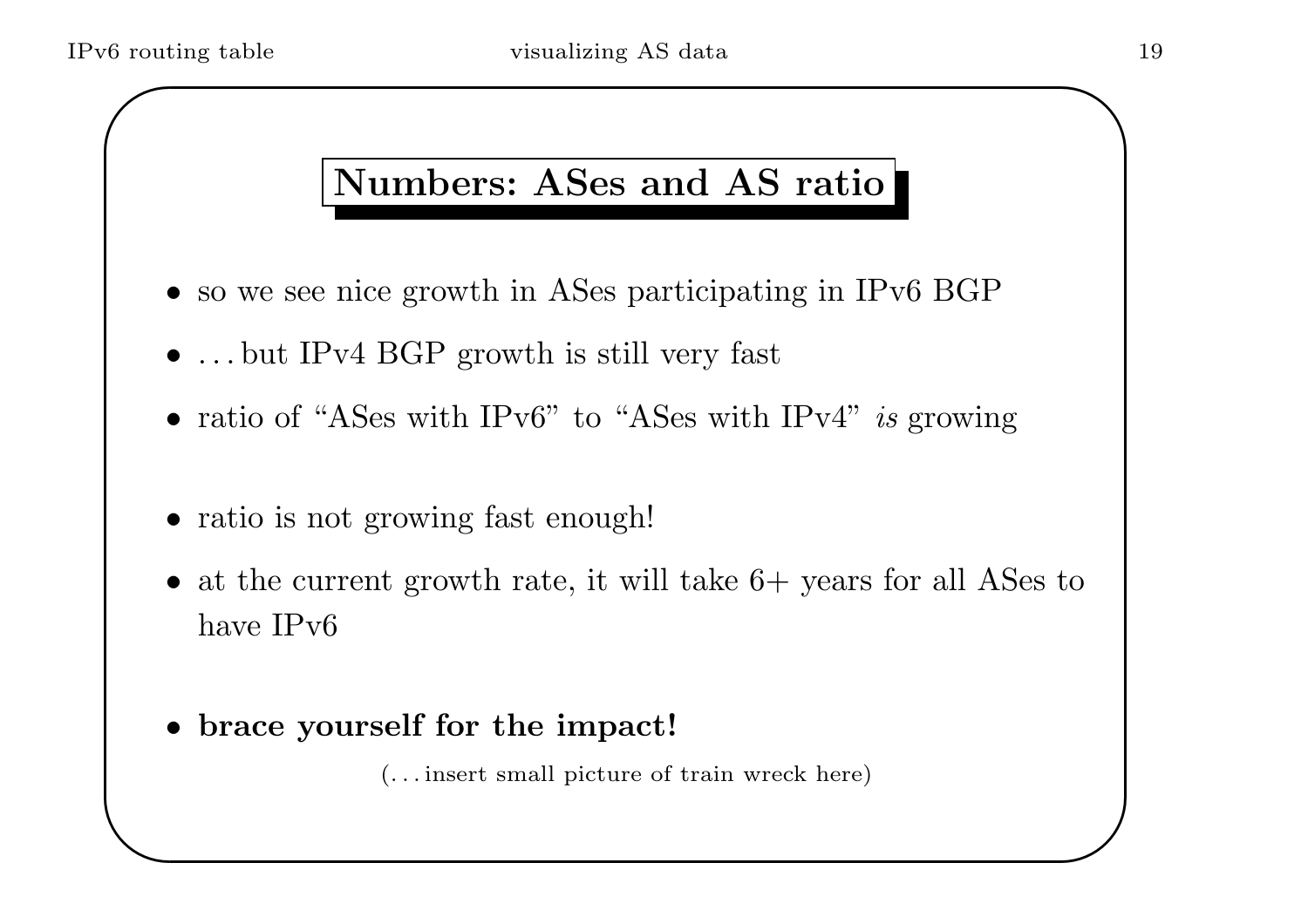## Numbers: ASes and AS ratio

- so we see nice growth in ASes participating in IPv6 BGP
- ... but IPv4 BGP growth is still very fast
- ratio of “ASes with IPv6” to “ASes with IPv4” *is* growing

- ratio is not growing fast enough!
- at the current growth rate, it will take 6+ years for all ASes to have IPv6

- **brace yourself for the impact!**

(... insert small picture of train wreck here)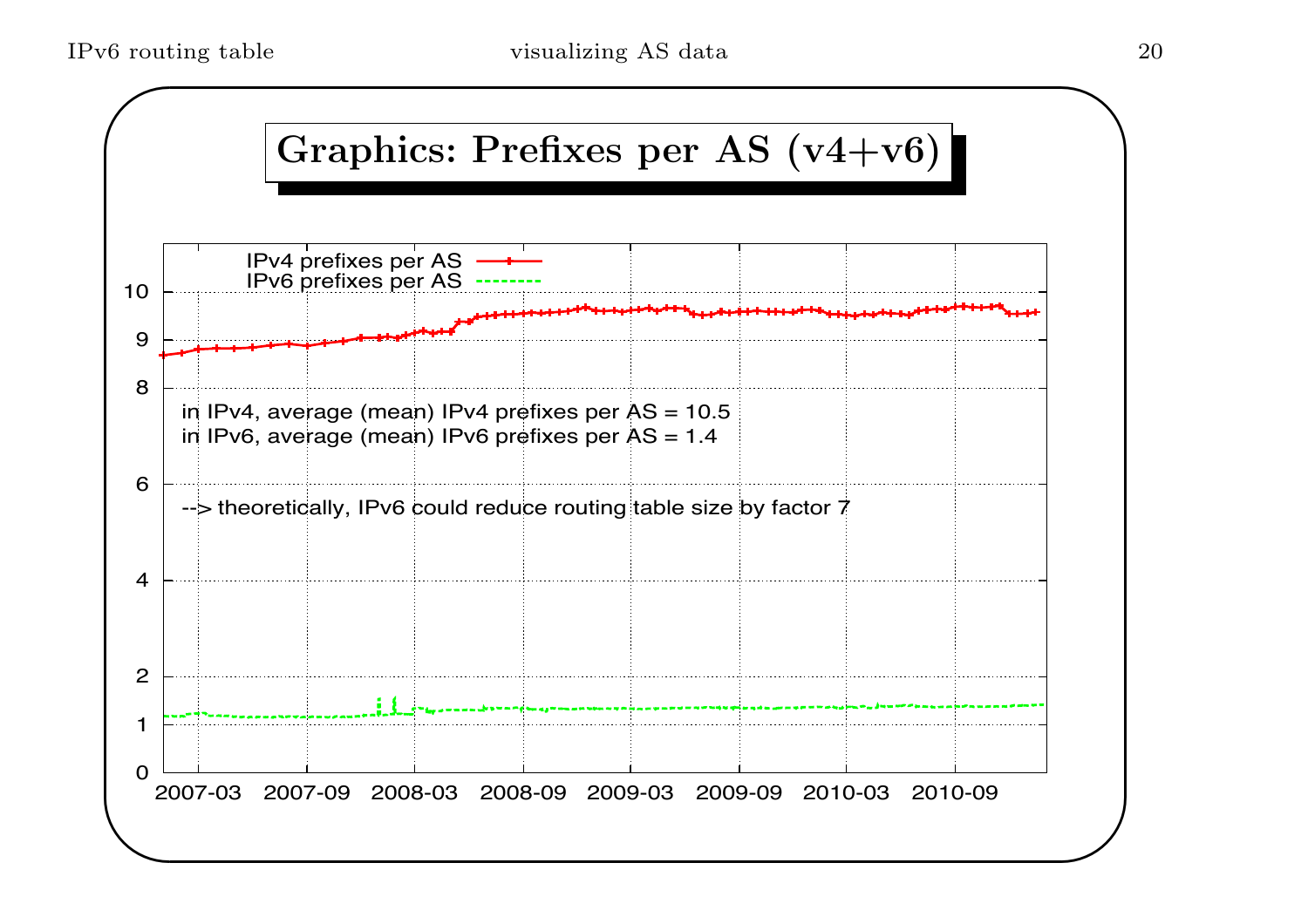# Graphics: Prefixes per AS (v4+v6)

in IPv4, average (mean) IPv4 prefixes per AS = 10.5
in IPv6, average (mean) IPv6 prefixes per AS = 1.4

--> theoretically, IPv6 could reduce routing table size by factor 7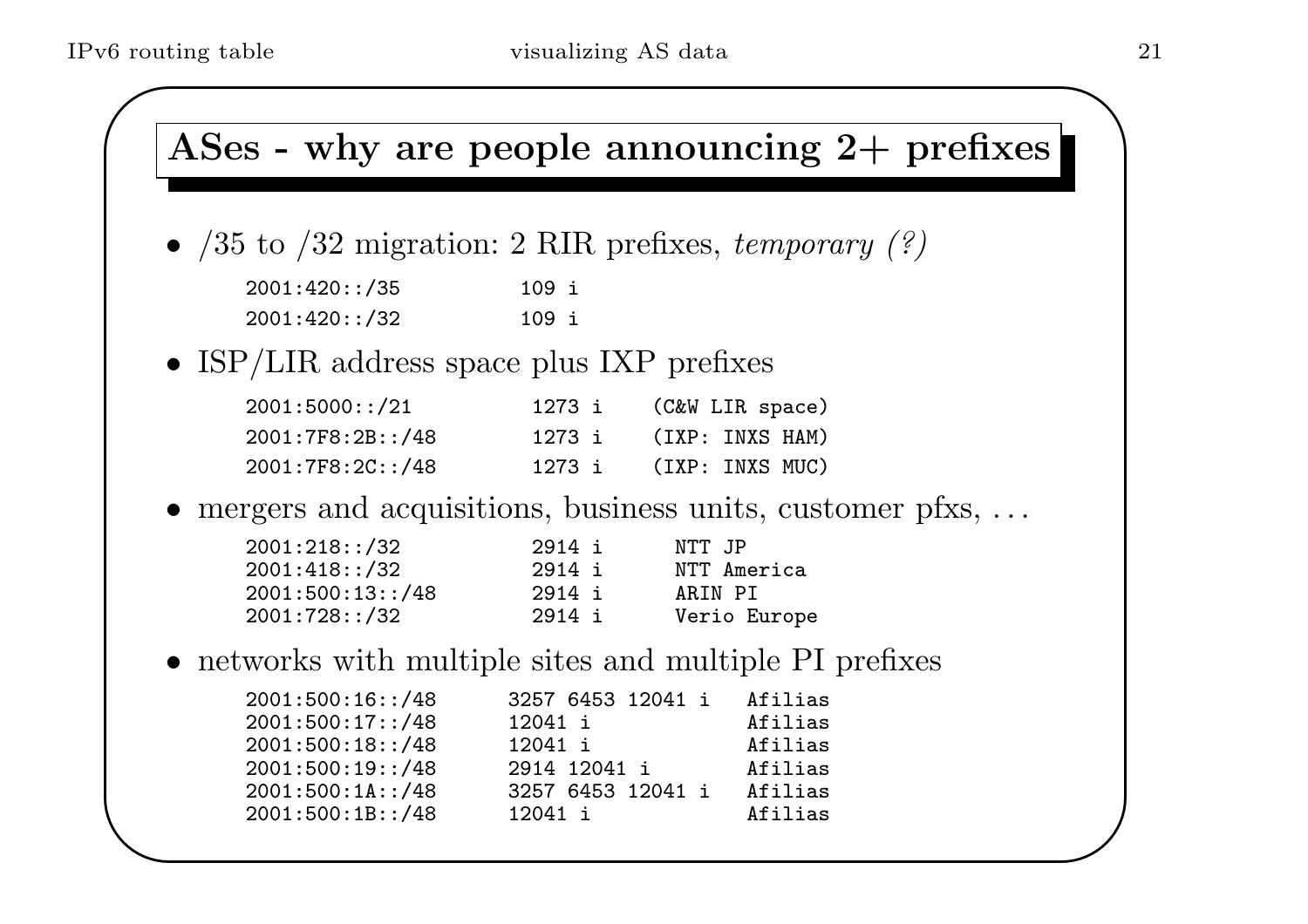## ASes - why are people announcing 2+ prefixes

- /35 to /32 migration: 2 RIR prefixes, *temporary (?)*

```
2001:420::/35          109 i
2001:420::/32          109 i
```

- ISP/LIR address space plus IXP prefixes

```
2001:5000::/21          1273 i    (C&W LIR space)
2001:7F8:2B::/48        1273 i    (IXP: INXS HAM)
2001:7F8:2C::/48        1273 i    (IXP: INXS MUC)
```

- mergers and acquisitions, business units, customer pfxs, ...

```
2001:218::/32           2914 i      NTT JP
2001:418::/32           2914 i      NTT America
2001:500:13::/48        2914 i      ARIN PI
2001:728::/32           2914 i      Verio Europe
```

- networks with multiple sites and multiple PI prefixes

```
2001:500:16::/48      3257 6453 12041 i   Afilias
2001:500:17::/48      12041 i             Afilias
2001:500:18::/48      12041 i             Afilias
2001:500:19::/48      2914 12041 i        Afilias
2001:500:1A::/48      3257 6453 12041 i   Afilias
2001:500:1B::/48      12041 i             Afilias
```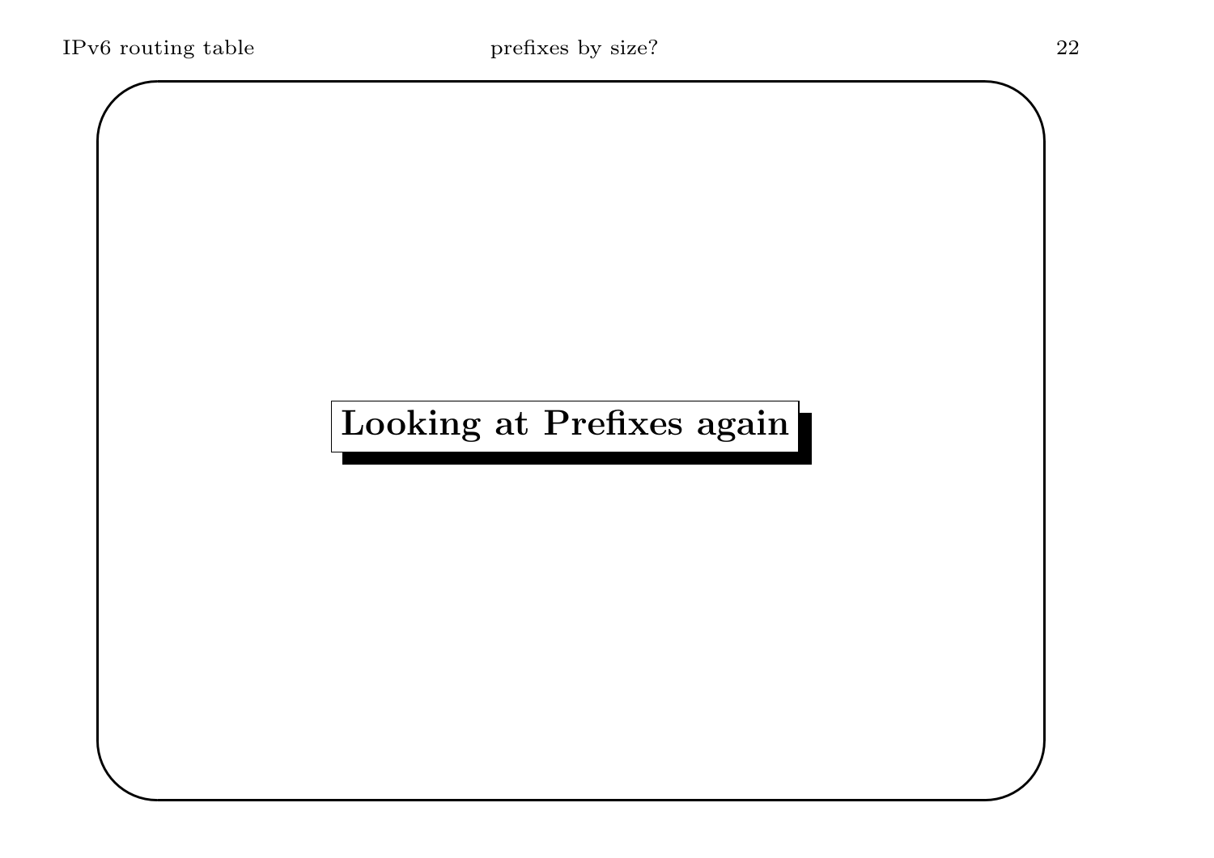# Looking at Prefixes again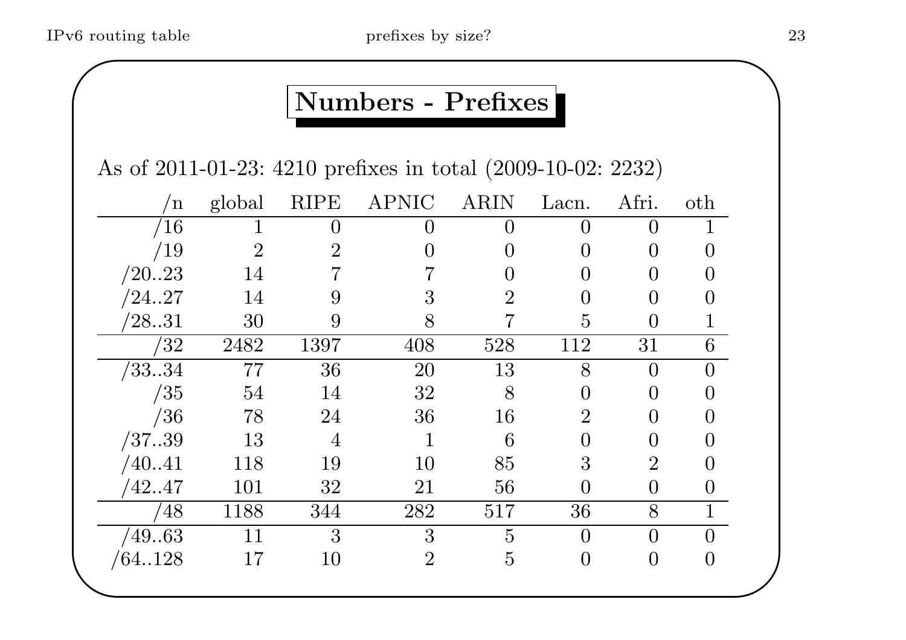# Numbers - Prefixes

As of 2011-01-23: 4210 prefixes in total (2009-10-02: 2232)

| /n | global | RIPE | APNIC | ARIN | Lacn. | Afri. | oth |
|---:|---:|---:|---:|---:|---:|---:|---:|
| /16 | 1 | 0 | 0 | 0 | 0 | 0 | 1 |
| /19 | 2 | 2 | 0 | 0 | 0 | 0 | 0 |
| /20..23 | 14 | 7 | 7 | 0 | 0 | 0 | 0 |
| /24..27 | 14 | 9 | 3 | 2 | 0 | 0 | 0 |
| /28..31 | 30 | 9 | 8 | 7 | 5 | 0 | 1 |
| /32 | 2482 | 1397 | 408 | 528 | 112 | 31 | 6 |
| /33..34 | 77 | 36 | 20 | 13 | 8 | 0 | 0 |
| /35 | 54 | 14 | 32 | 8 | 0 | 0 | 0 |
| /36 | 78 | 24 | 36 | 16 | 2 | 0 | 0 |
| /37..39 | 13 | 4 | 1 | 6 | 0 | 0 | 0 |
| /40..41 | 118 | 19 | 10 | 85 | 3 | 2 | 0 |
| /42..47 | 101 | 32 | 21 | 56 | 0 | 0 | 0 |
| /48 | 1188 | 344 | 282 | 517 | 36 | 8 | 1 |
| /49..63 | 11 | 3 | 3 | 5 | 0 | 0 | 0 |
| /64..128 | 17 | 10 | 2 | 5 | 0 | 0 | 0 |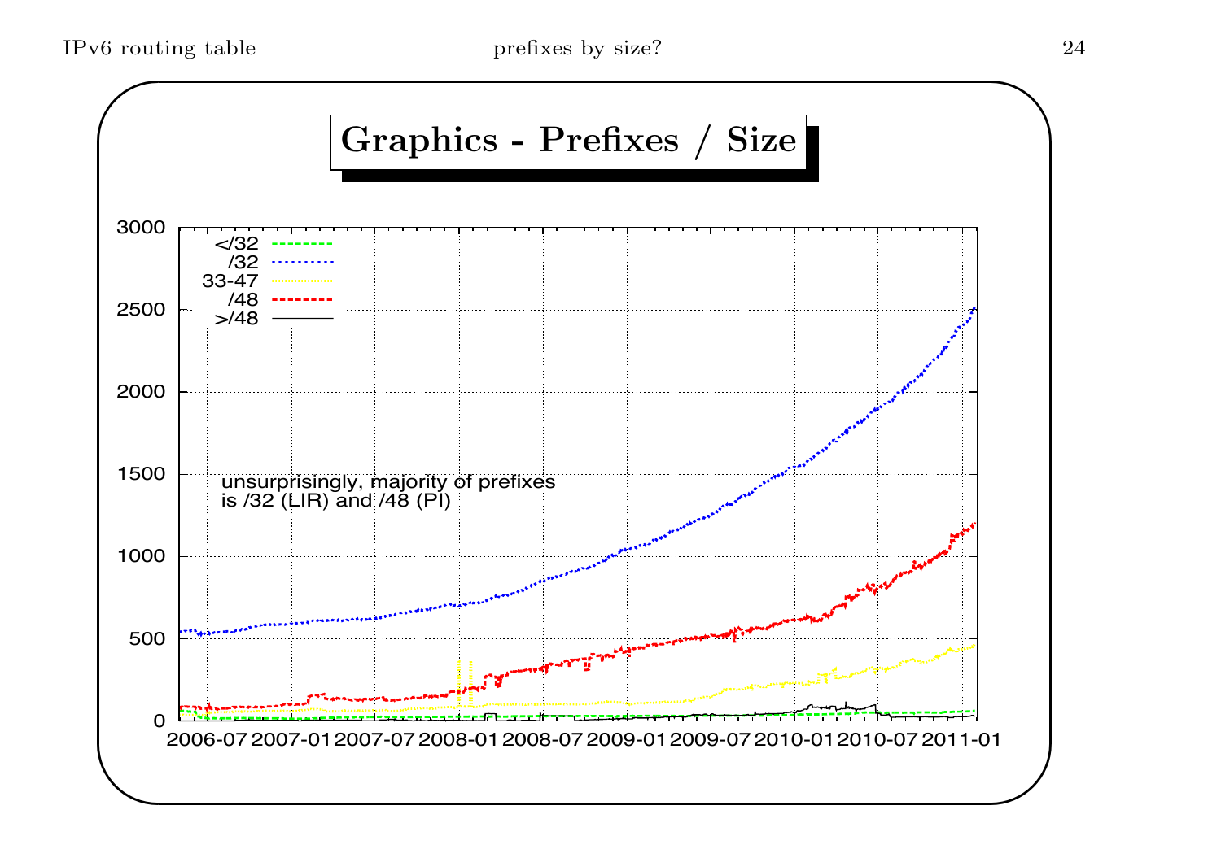# Graphics - Prefixes / Size

unsurprisingly, majority of prefixes is /32 (LIR) and /48 (PI)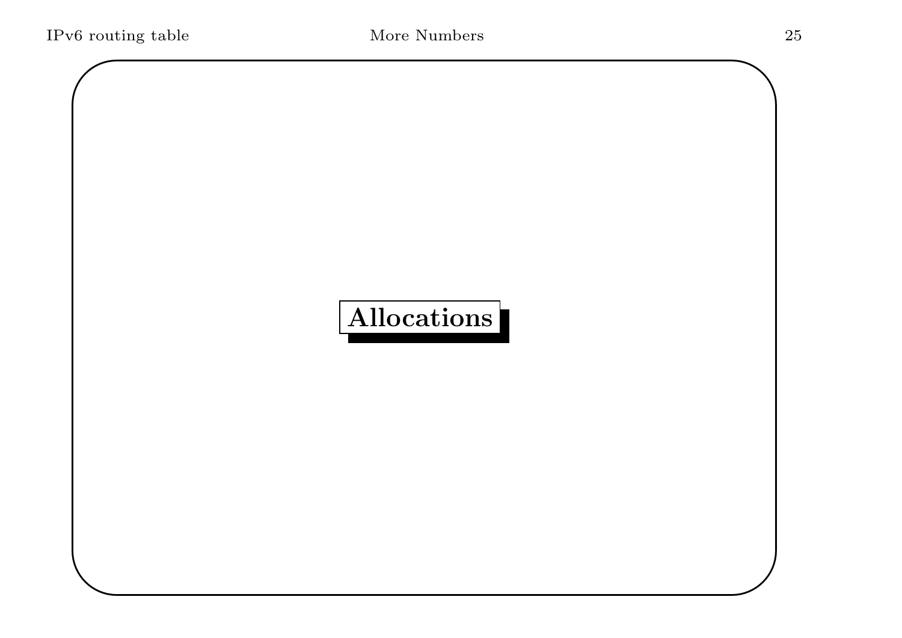# Allocations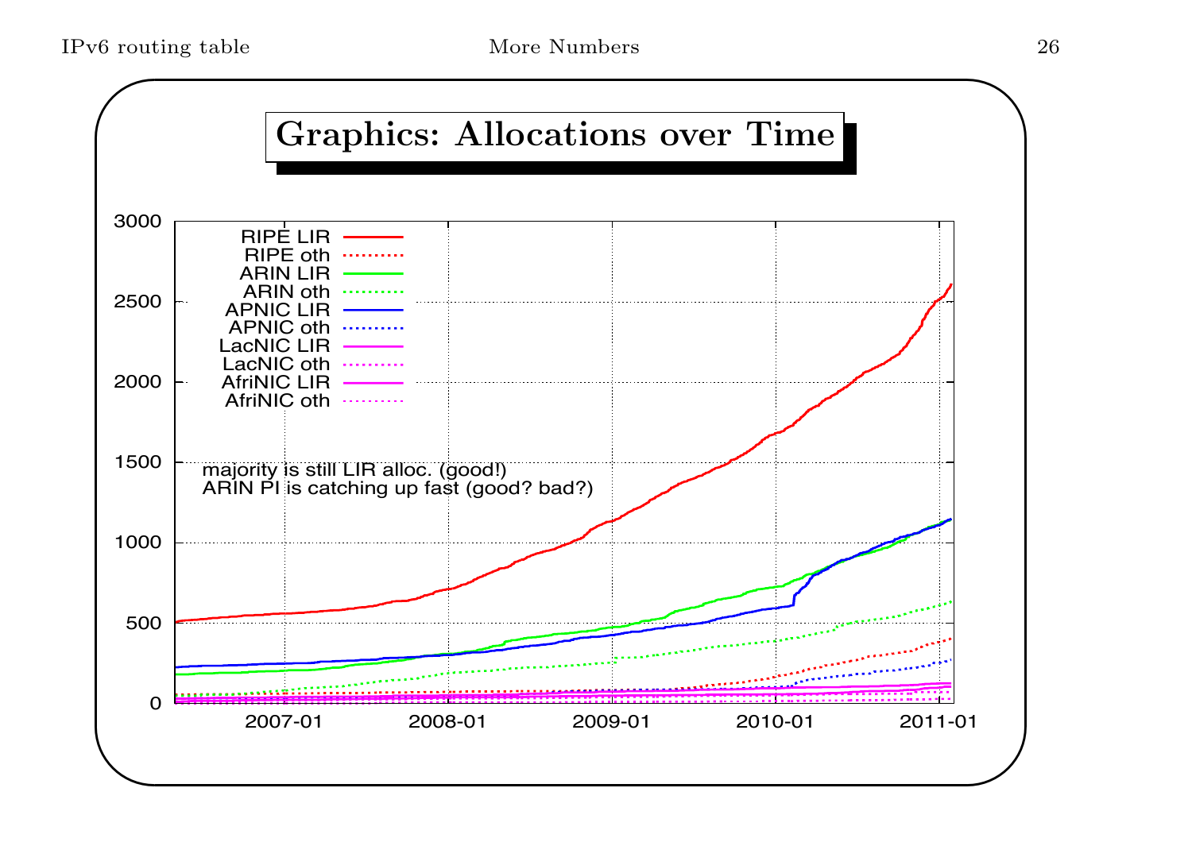# Graphics: Allocations over Time

RIPE LIR
RIPE oth
ARIN LIR
ARIN oth
APNIC LIR
APNIC oth
LacNIC LIR
LacNIC oth
AfriNIC LIR
AfriNIC oth

majority is still LIR alloc. (good!)
ARIN PI is catching up fast (good? bad?)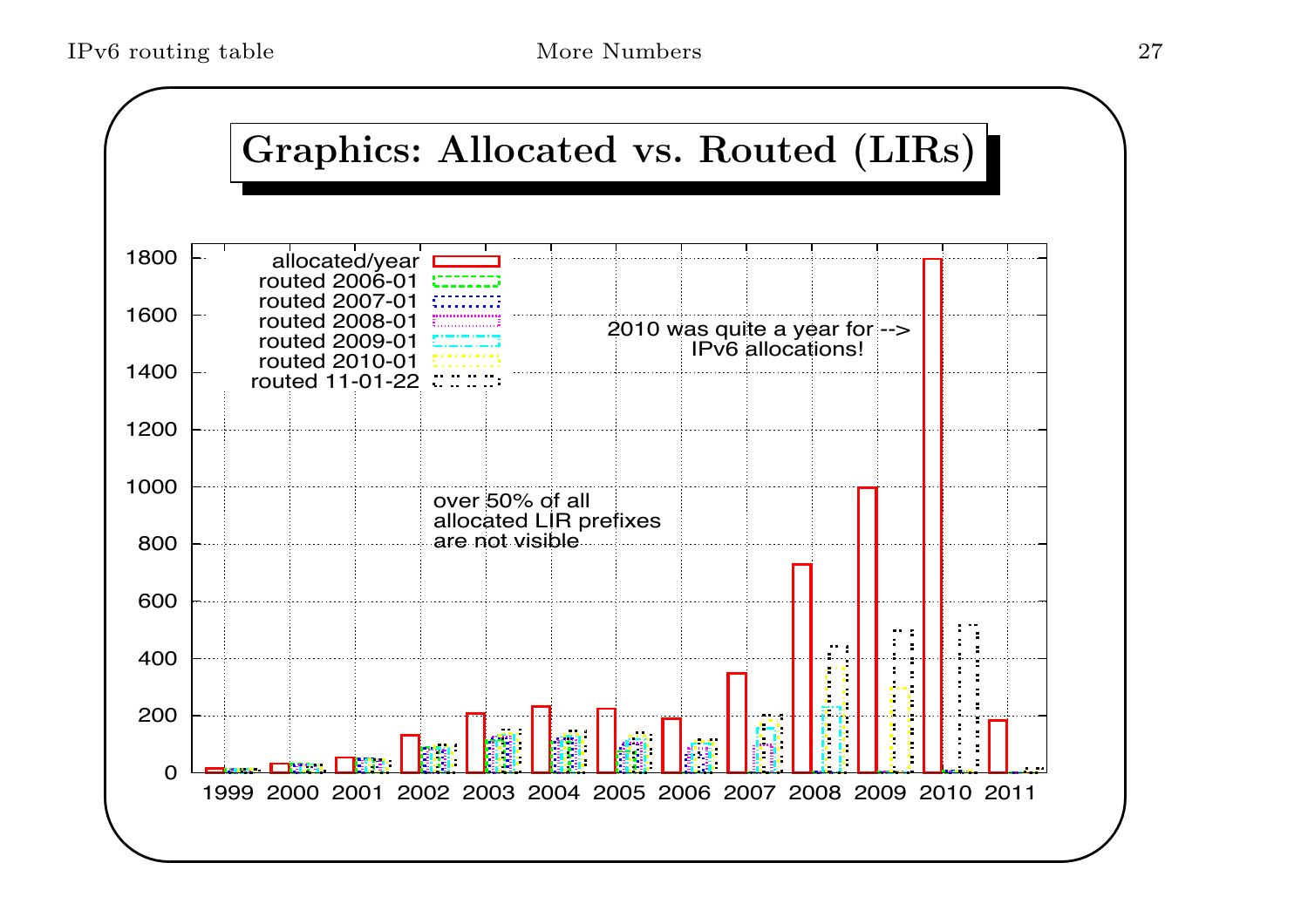# Graphics: Allocated vs. Routed (LIRs)

- allocated/year
- routed 2006-01
- routed 2007-01
- routed 2008-01
- routed 2009-01
- routed 2010-01
- routed 11-01-22

2010 was quite a year for --> IPv6 allocations!

over 50% of all allocated LIR prefixes are not visible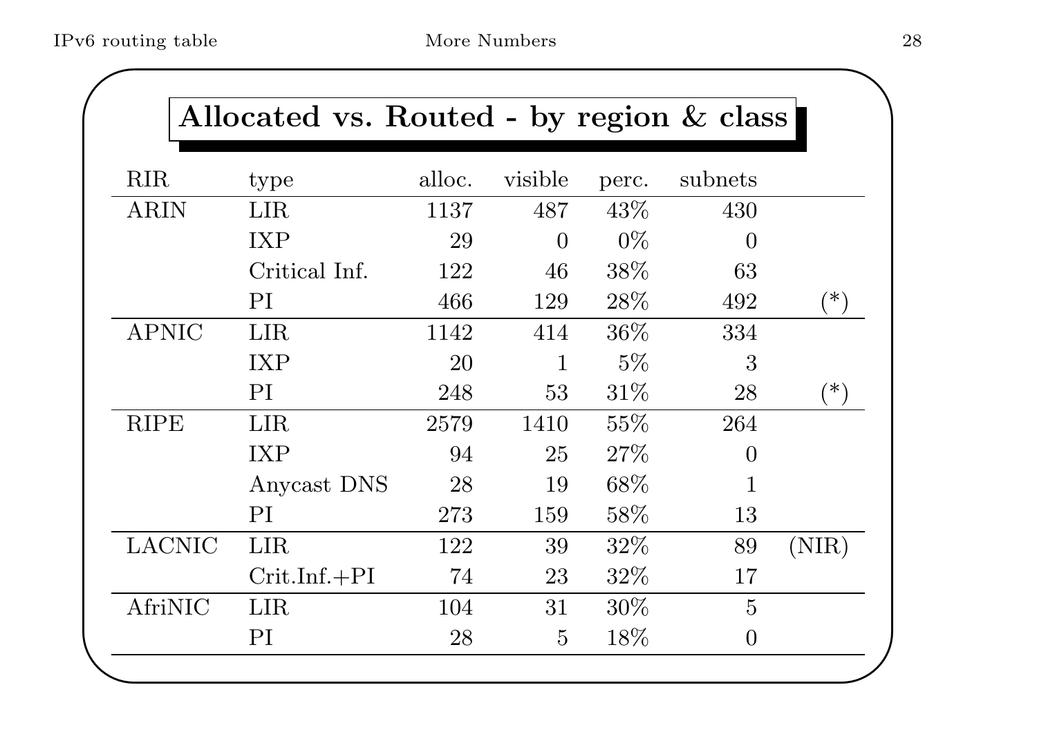## Allocated vs. Routed - by region & class

| RIR | type | alloc. | visible | perc. | subnets | |
|---|---|---|---|---|---|---|
| ARIN | LIR | 1137 | 487 | 43% | 430 | |
| | IXP | 29 | 0 | 0% | 0 | |
| | Critical Inf. | 122 | 46 | 38% | 63 | |
| | PI | 466 | 129 | 28% | 492 | (*) |
| APNIC | LIR | 1142 | 414 | 36% | 334 | |
| | IXP | 20 | 1 | 5% | 3 | |
| | PI | 248 | 53 | 31% | 28 | (*) |
| RIPE | LIR | 2579 | 1410 | 55% | 264 | |
| | IXP | 94 | 25 | 27% | 0 | |
| | Anycast DNS | 28 | 19 | 68% | 1 | |
| | PI | 273 | 159 | 58% | 13 | |
| LACNIC | LIR | 122 | 39 | 32% | 89 | (NIR) |
| | Crit.Inf.+PI | 74 | 23 | 32% | 17 | |
| AfriNIC | LIR | 104 | 31 | 30% | 5 | |
| | PI | 28 | 5 | 18% | 0 | |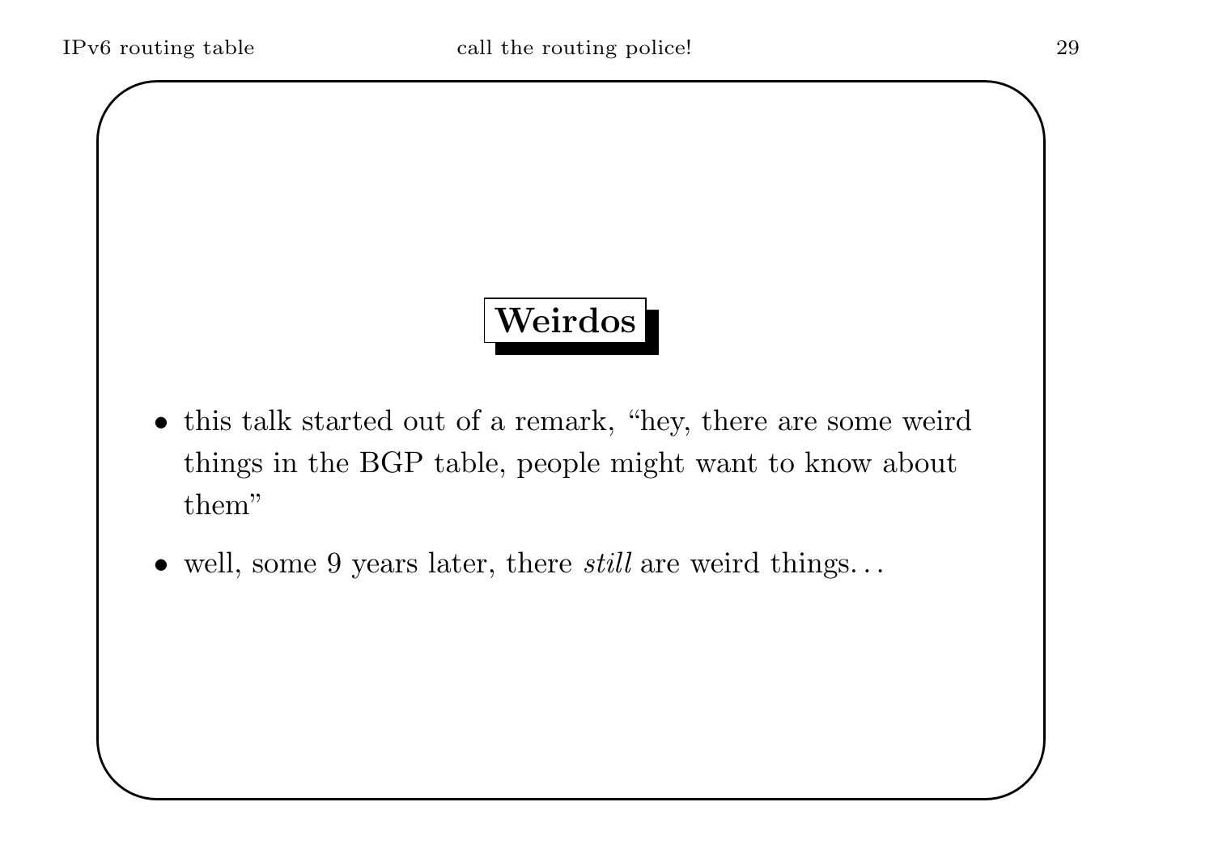## Weirdos

- this talk started out of a remark, “hey, there are some weird things in the BGP table, people might want to know about them”
- well, some 9 years later, there *still* are weird things…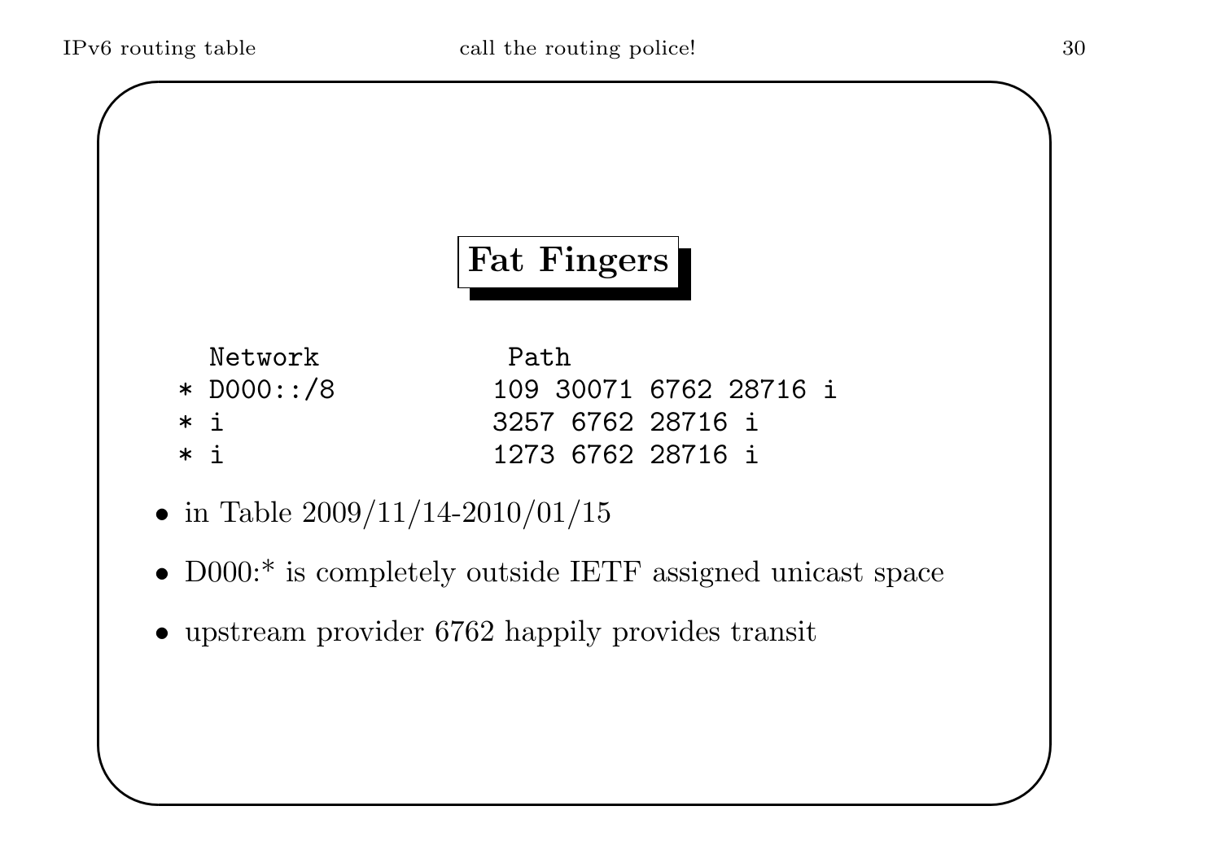## Fat Fingers

```
  Network            Path
* D000::/8          109 30071 6762 28716 i
* i                 3257 6762 28716 i
* i                 1273 6762 28716 i
```

- in Table 2009/11/14-2010/01/15
- D000:* is completely outside IETF assigned unicast space
- upstream provider 6762 happily provides transit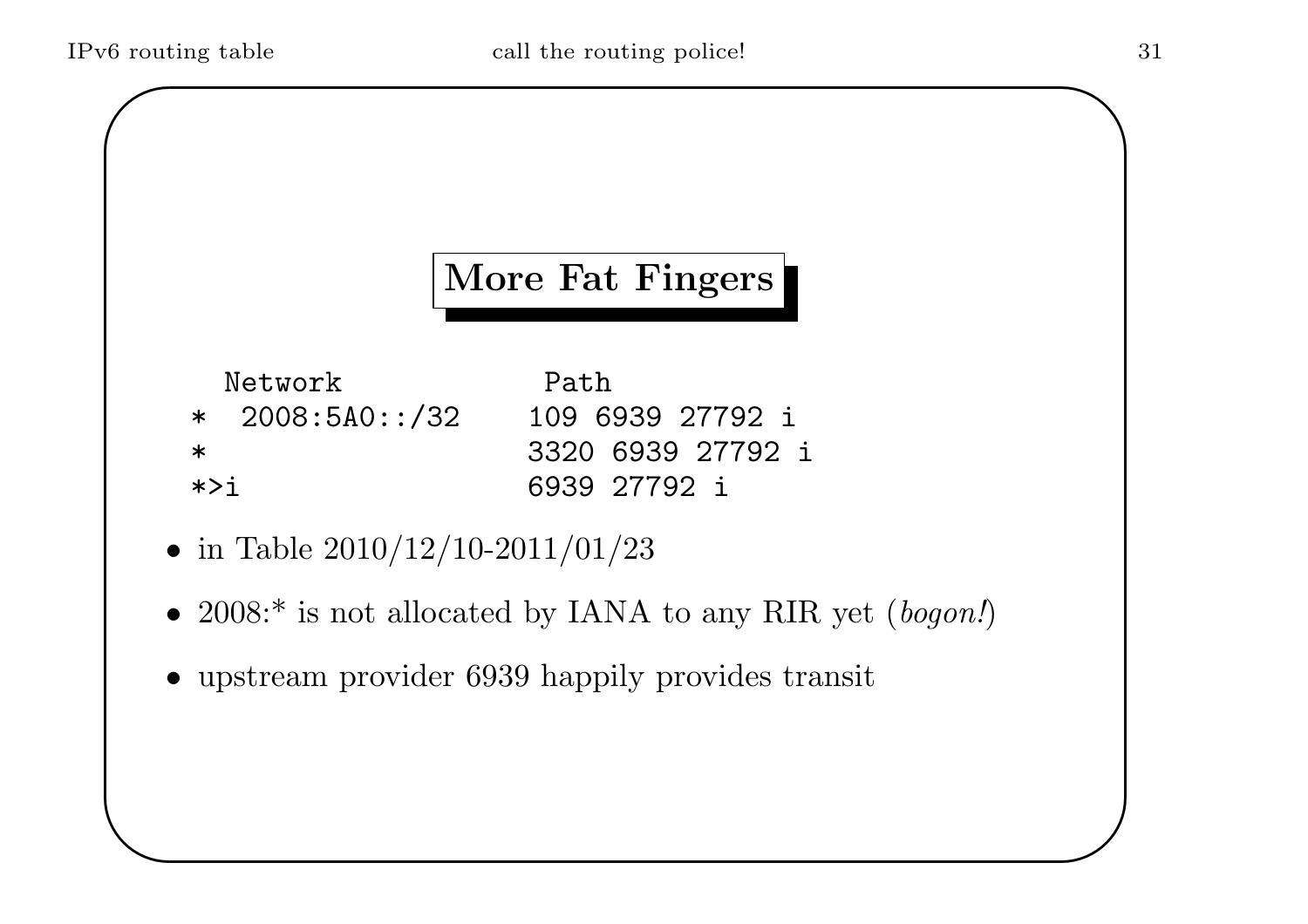## More Fat Fingers

```
  Network           Path
*  2008:5A0::/32    109 6939 27792 i
*                   3320 6939 27792 i
*>i                 6939 27792 i
```

- in Table 2010/12/10-2011/01/23
- 2008:* is not allocated by IANA to any RIR yet (*bogon!*)
- upstream provider 6939 happily provides transit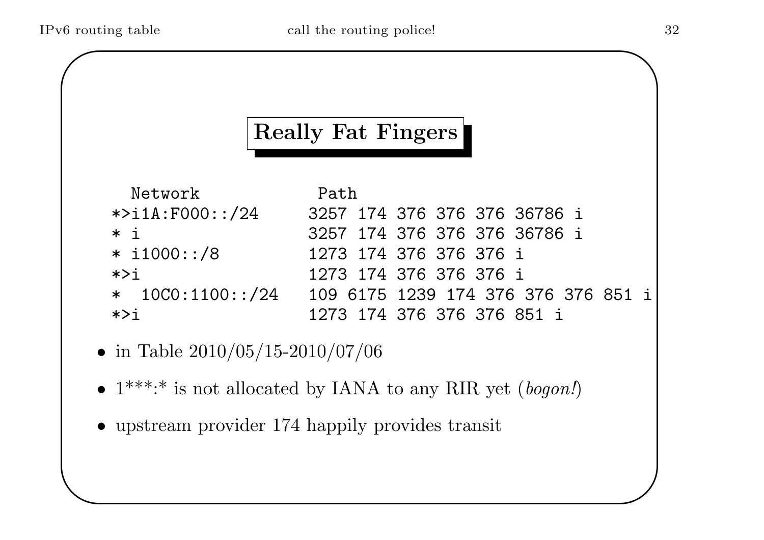## Really Fat Fingers

```
  Network            Path
*>i1A:F000::/24     3257 174 376 376 376 36786 i
* i                 3257 174 376 376 376 36786 i
* i1000::/8         1273 174 376 376 376 i
*>i                 1273 174 376 376 376 i
*  10C0:1100::/24   109 6175 1239 174 376 376 376 851 i
*>i                 1273 174 376 376 376 851 i
```

- in Table 2010/05/15-2010/07/06
- 1***:* is not allocated by IANA to any RIR yet (*bogon!*)
- upstream provider 174 happily provides transit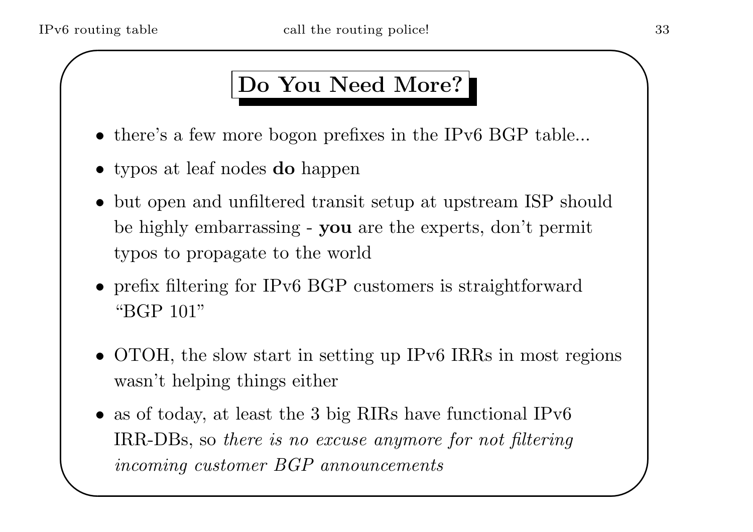## Do You Need More?

- there's a few more bogon prefixes in the IPv6 BGP table...
- typos at leaf nodes **do** happen
- but open and unfiltered transit setup at upstream ISP should be highly embarrassing - **you** are the experts, don't permit typos to propagate to the world
- prefix filtering for IPv6 BGP customers is straightforward "BGP 101"
- OTOH, the slow start in setting up IPv6 IRRs in most regions wasn't helping things either
- as of today, at least the 3 big RIRs have functional IPv6 IRR-DBs, so *there is no excuse anymore for not filtering incoming customer BGP announcements*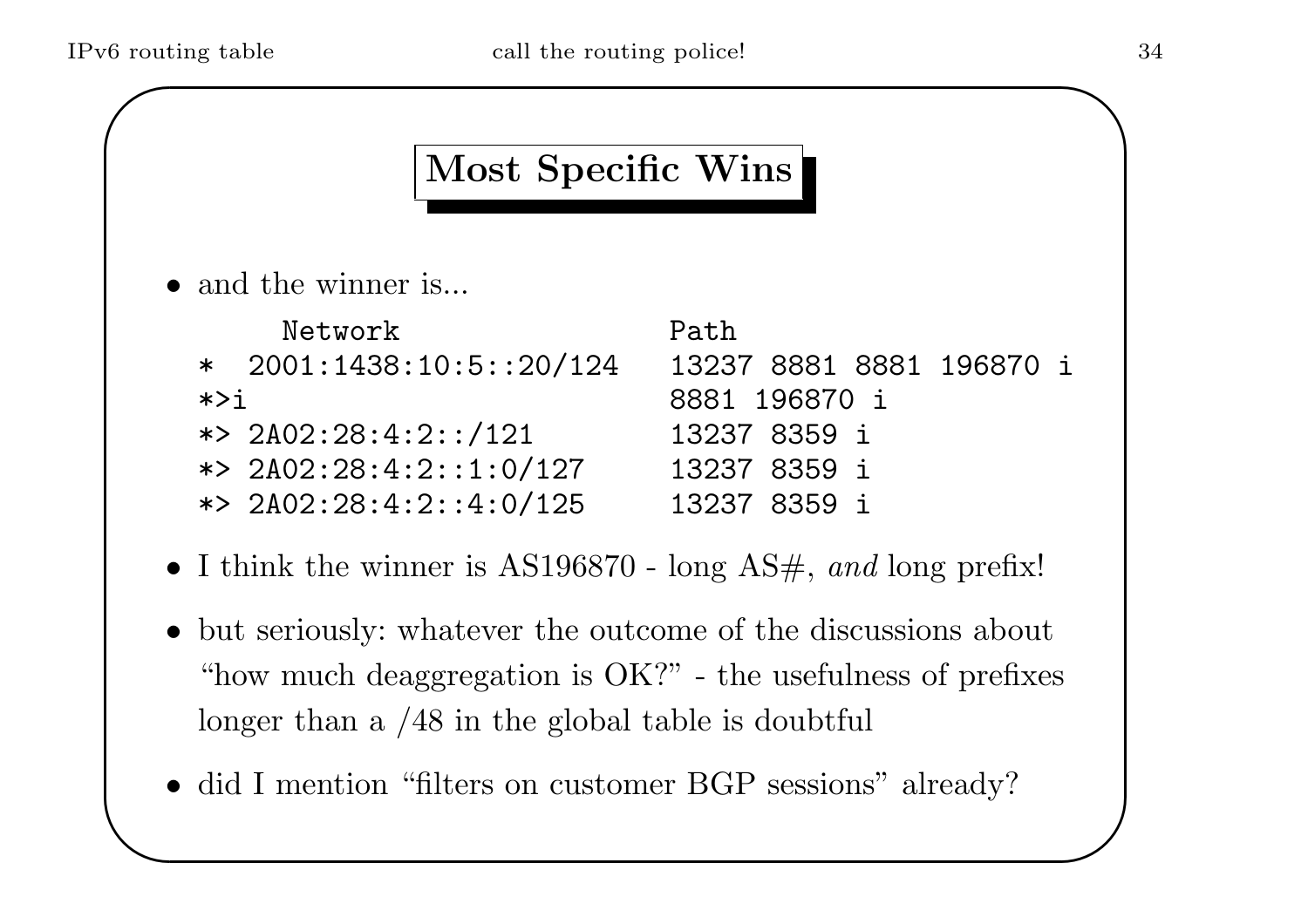# Most Specific Wins

- and the winner is...

```
     Network                     Path
*  2001:1438:10:5::20/124   13237 8881 8881 196870 i
*>i                         8881 196870 i
*> 2A02:28:4:2::/121        13237 8359 i
*> 2A02:28:4:2::1:0/127     13237 8359 i
*> 2A02:28:4:2::4:0/125     13237 8359 i
```

- I think the winner is AS196870 - long AS#, *and* long prefix!
- but seriously: whatever the outcome of the discussions about "how much deaggregation is OK?" - the usefulness of prefixes longer than a /48 in the global table is doubtful
- did I mention "filters on customer BGP sessions" already?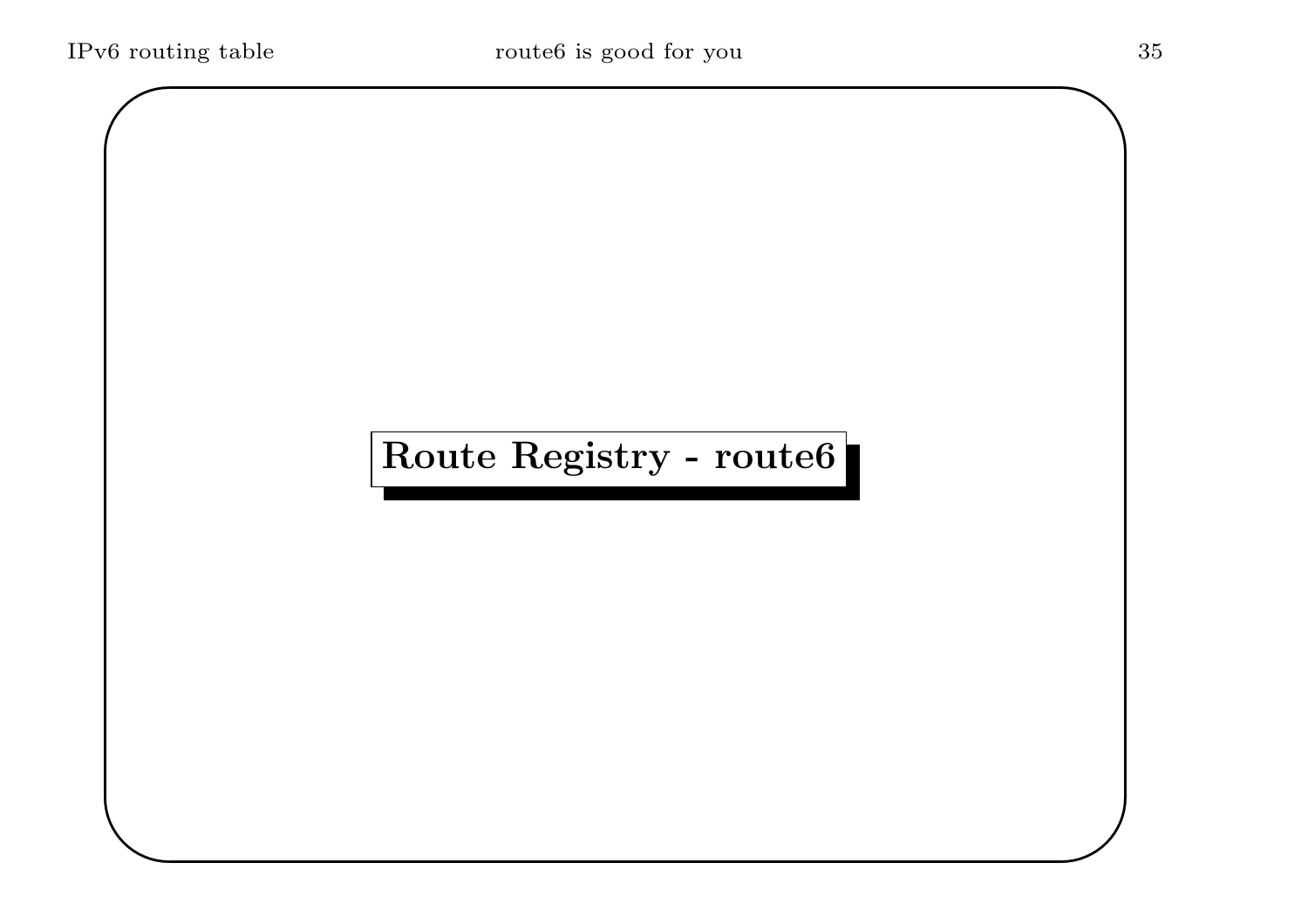# Route Registry - route6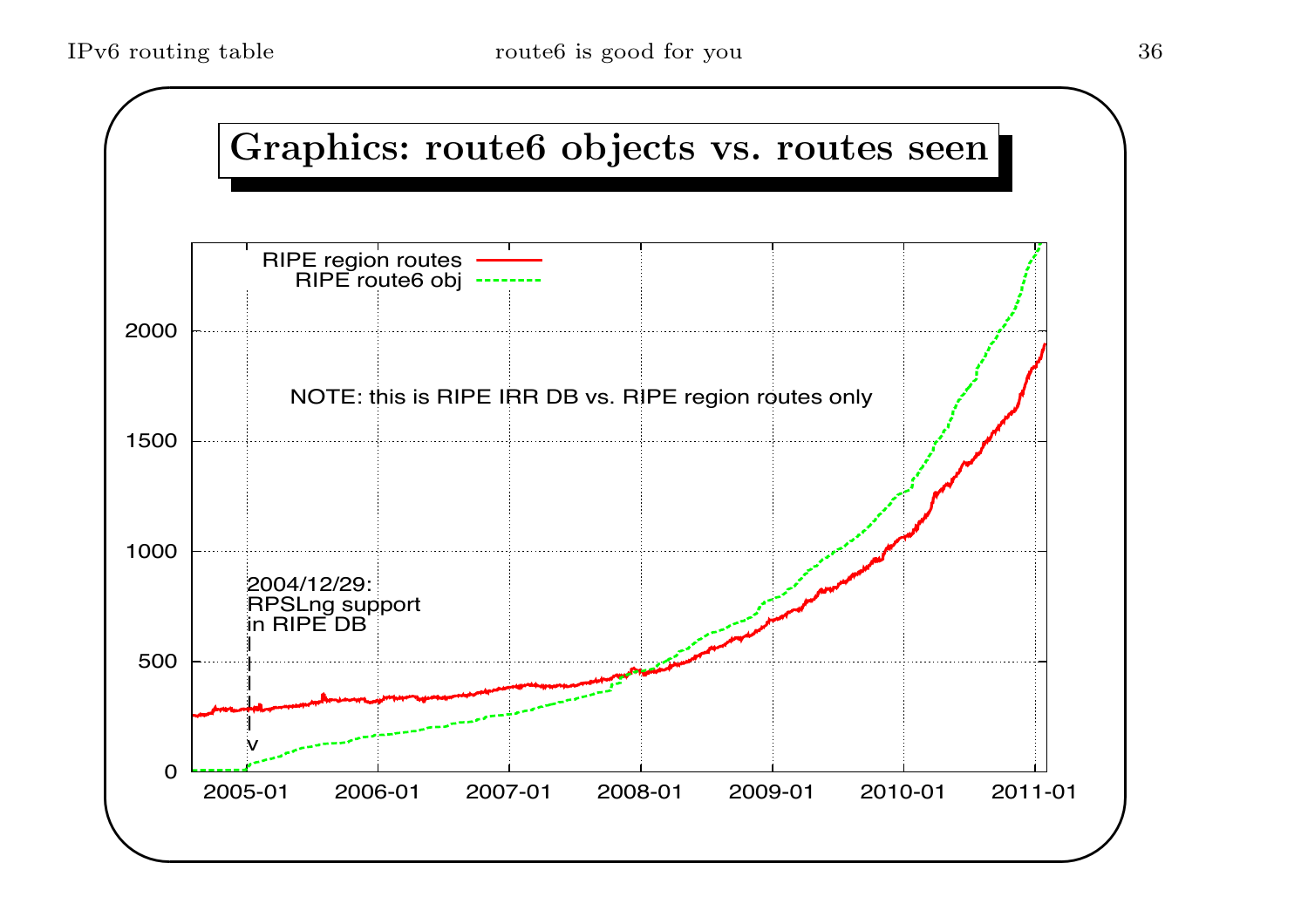# Graphics: route6 objects vs. routes seen

RIPE region routes

RIPE route6 obj

NOTE: this is RIPE IRR DB vs. RIPE region routes only

2004/12/29:
RPSLng support
in RIPE DB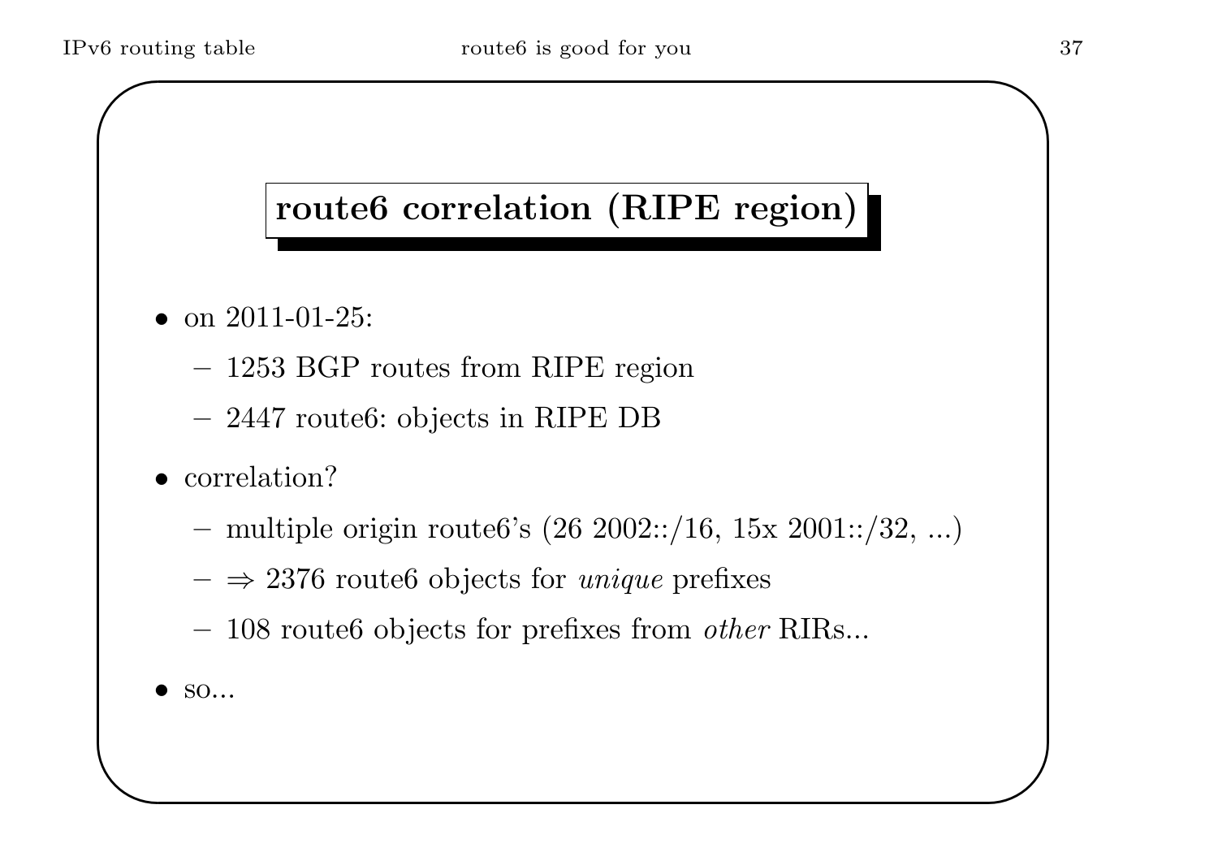## route6 correlation (RIPE region)

- on 2011-01-25:
  - 1253 BGP routes from RIPE region
  - 2447 route6: objects in RIPE DB
- correlation?
  - multiple origin route6's (26 2002::/16, 15x 2001::/32, ...)
  - $\Rightarrow$ 2376 route6 objects for *unique* prefixes
  - 108 route6 objects for prefixes from *other* RIRs...
- so...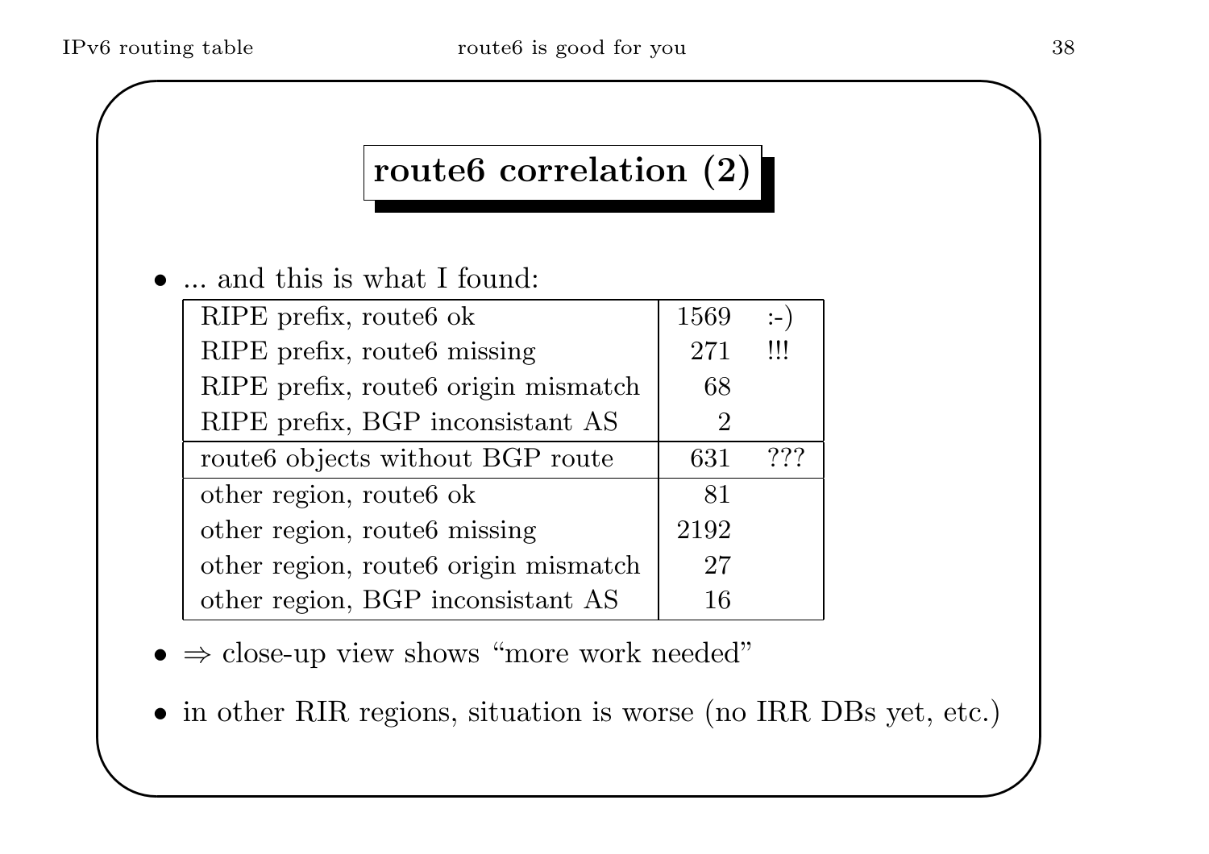## route6 correlation (2)

- ... and this is what I found:

| | | |
|---|---|---|
| RIPE prefix, route6 ok | 1569 | :-) |
| RIPE prefix, route6 missing | 271 | !!! |
| RIPE prefix, route6 origin mismatch | 68 | |
| RIPE prefix, BGP inconsistant AS | 2 | |
| route6 objects without BGP route | 631 | ??? |
| other region, route6 ok | 81 | |
| other region, route6 missing | 2192 | |
| other region, route6 origin mismatch | 27 | |
| other region, BGP inconsistant AS | 16 | |

- ⇒ close-up view shows "more work needed"
- in other RIR regions, situation is worse (no IRR DBs yet, etc.)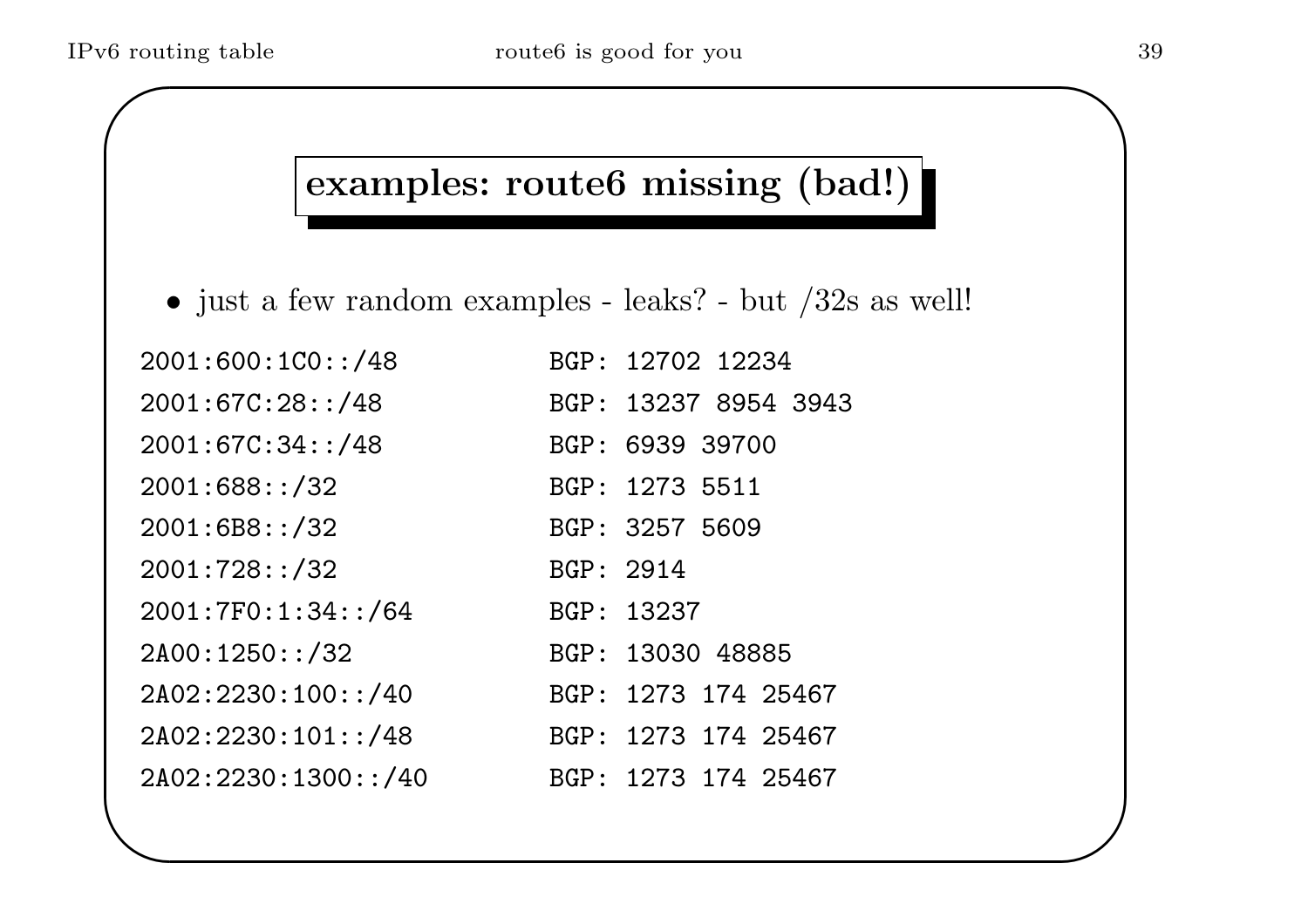## examples: route6 missing (bad!)

- just a few random examples - leaks? - but /32s as well!

```
2001:600:1C0::/48        BGP: 12702 12234
2001:67C:28::/48         BGP: 13237 8954 3943
2001:67C:34::/48         BGP: 6939 39700
2001:688::/32            BGP: 1273 5511
2001:6B8::/32            BGP: 3257 5609
2001:728::/32            BGP: 2914
2001:7F0:1:34::/64       BGP: 13237
2A00:1250::/32           BGP: 13030 48885
2A02:2230:100::/40       BGP: 1273 174 25467
2A02:2230:101::/48       BGP: 1273 174 25467
2A02:2230:1300::/40      BGP: 1273 174 25467
```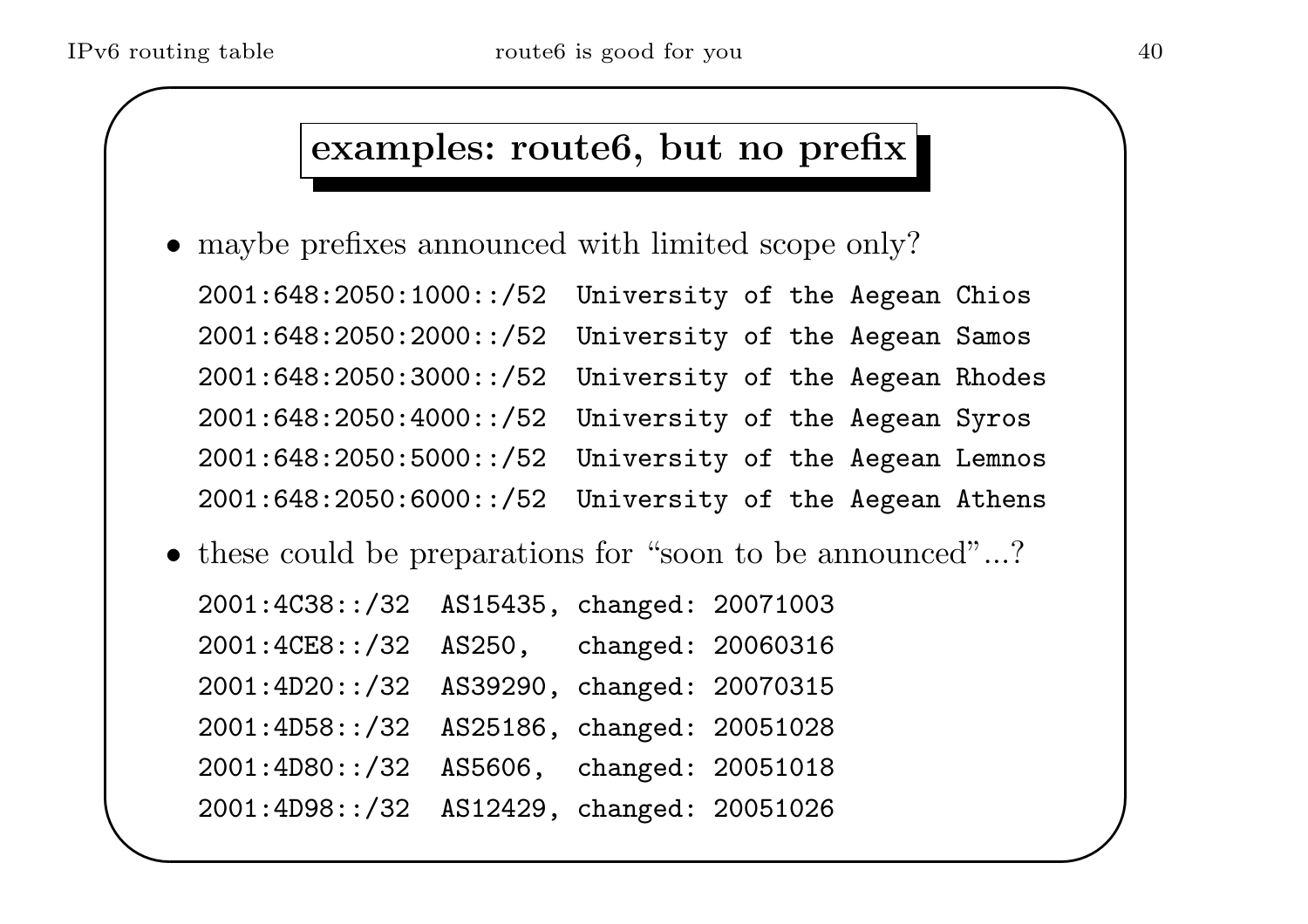## examples: route6, but no prefix

- maybe prefixes announced with limited scope only?

```
2001:648:2050:1000::/52  University of the Aegean Chios
2001:648:2050:2000::/52  University of the Aegean Samos
2001:648:2050:3000::/52  University of the Aegean Rhodes
2001:648:2050:4000::/52  University of the Aegean Syros
2001:648:2050:5000::/52  University of the Aegean Lemnos
2001:648:2050:6000::/52  University of the Aegean Athens
```

- these could be preparations for “soon to be announced”...?

```
2001:4C38::/32  AS15435, changed: 20071003
2001:4CE8::/32  AS250,   changed: 20060316
2001:4D20::/32  AS39290, changed: 20070315
2001:4D58::/32  AS25186, changed: 20051028
2001:4D80::/32  AS5606,  changed: 20051018
2001:4D98::/32  AS12429, changed: 20051026
```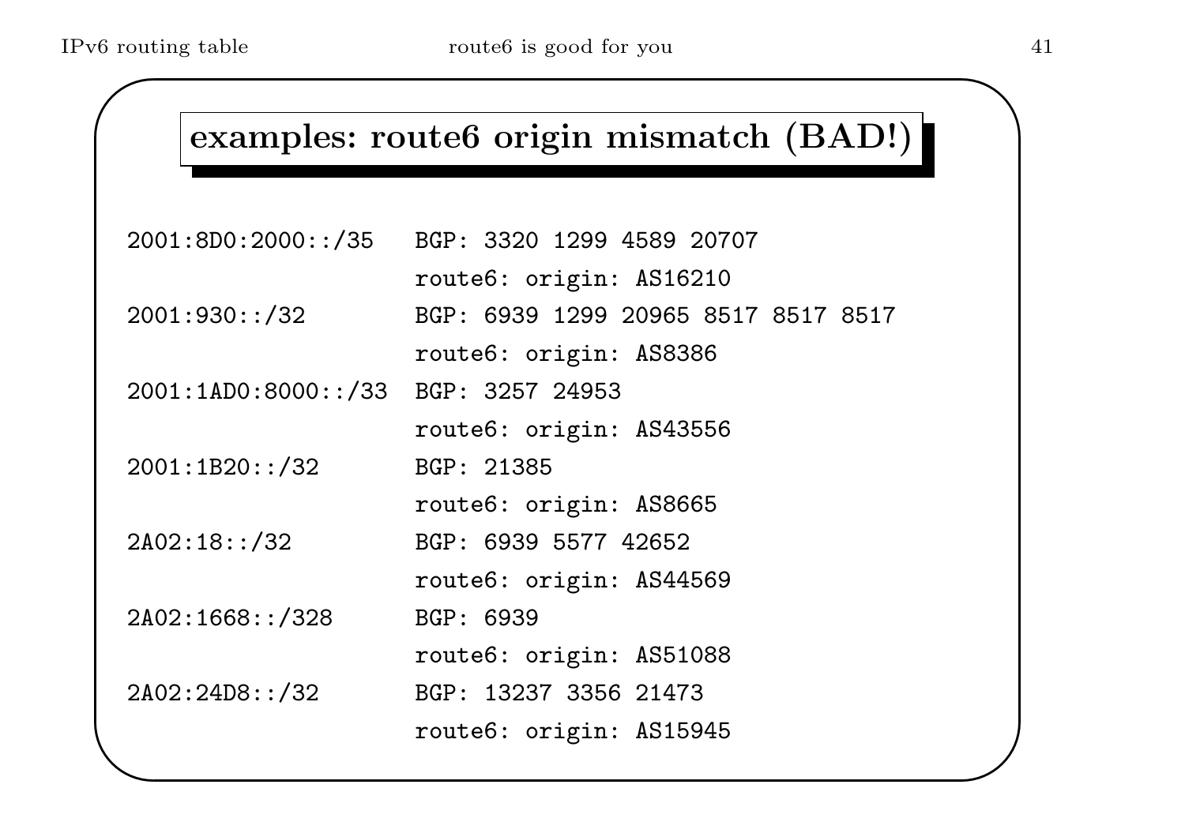## examples: route6 origin mismatch (BAD!)

```
2001:8D0:2000::/35   BGP: 3320 1299 4589 20707
                     route6: origin: AS16210
2001:930::/32        BGP: 6939 1299 20965 8517 8517 8517
                     route6: origin: AS8386
2001:1AD0:8000::/33  BGP: 3257 24953
                     route6: origin: AS43556
2001:1B20::/32       BGP: 21385
                     route6: origin: AS8665
2A02:18::/32         BGP: 6939 5577 42652
                     route6: origin: AS44569
2A02:1668::/328      BGP: 6939
                     route6: origin: AS51088
2A02:24D8::/32       BGP: 13237 3356 21473
                     route6: origin: AS15945
```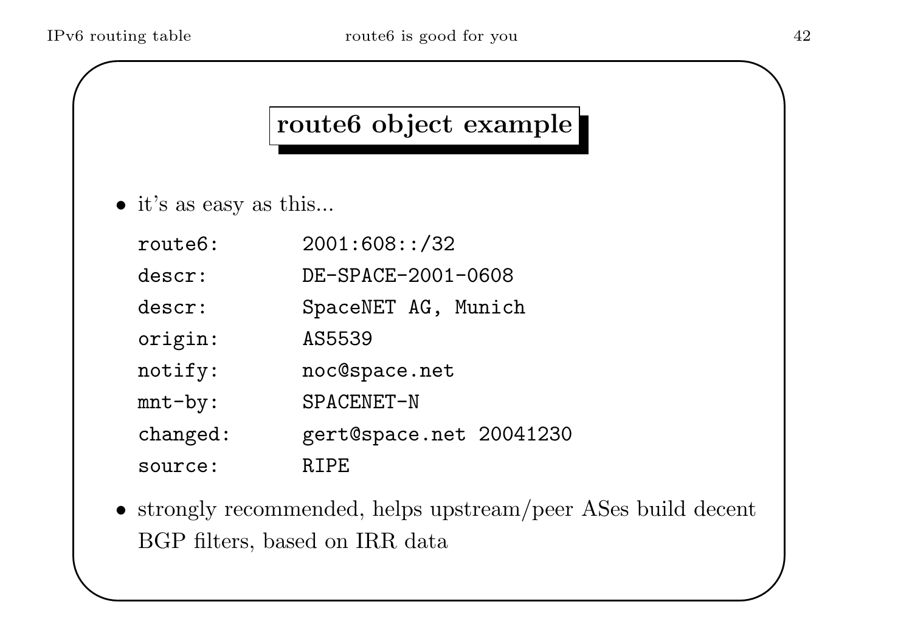## route6 object example

- it's as easy as this...

```
route6:       2001:608::/32
descr:        DE-SPACE-2001-0608
descr:        SpaceNET AG, Munich
origin:       AS5539
notify:       noc@space.net
mnt-by:       SPACENET-N
changed:      gert@space.net 20041230
source:       RIPE
```

- strongly recommended, helps upstream/peer ASes build decent BGP filters, based on IRR data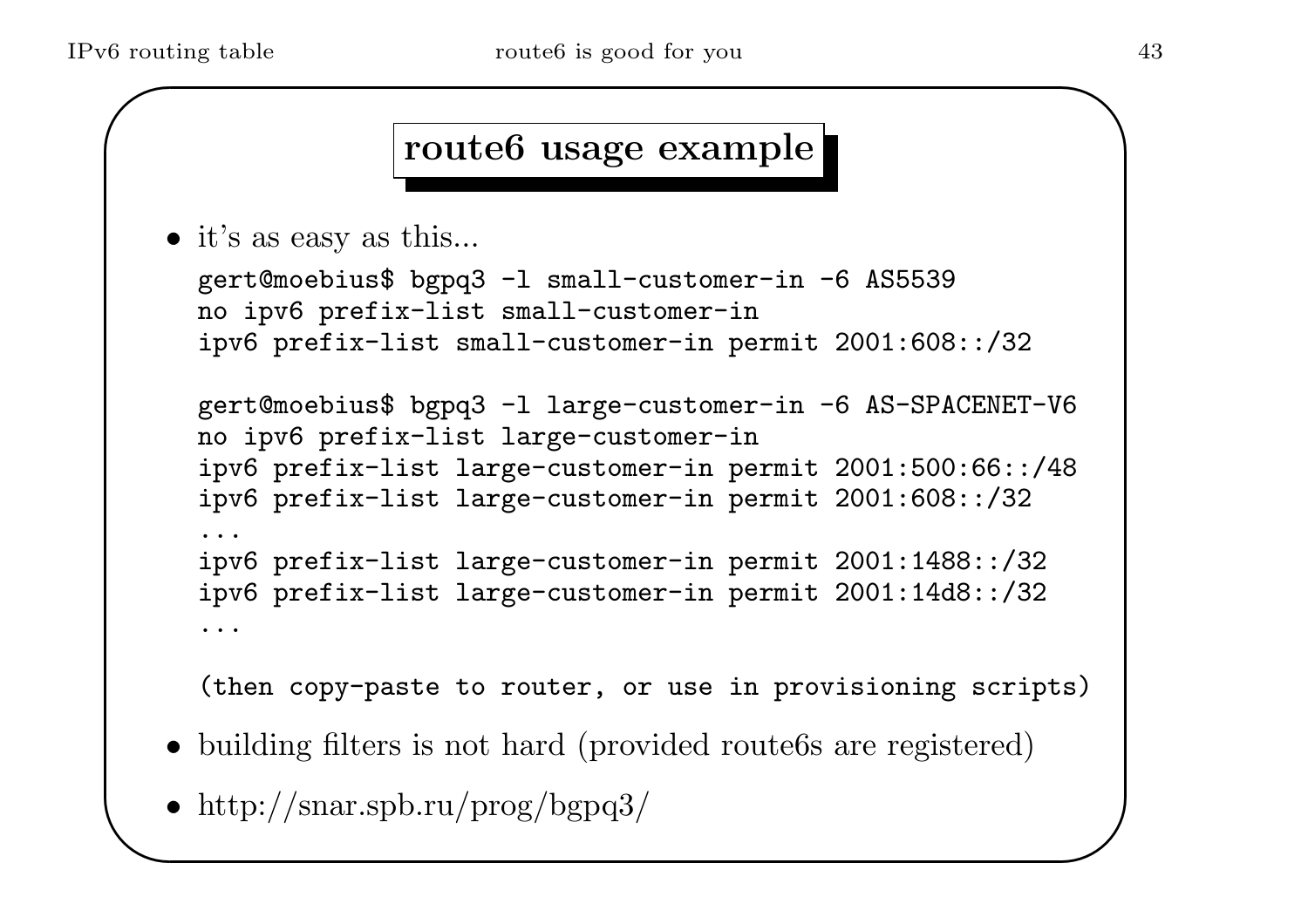## route6 usage example

- it's as easy as this...

```
gert@moebius$ bgpq3 -l small-customer-in -6 AS5539
no ipv6 prefix-list small-customer-in
ipv6 prefix-list small-customer-in permit 2001:608::/32

gert@moebius$ bgpq3 -l large-customer-in -6 AS-SPACENET-V6
no ipv6 prefix-list large-customer-in
ipv6 prefix-list large-customer-in permit 2001:500:66::/48
ipv6 prefix-list large-customer-in permit 2001:608::/32
...
ipv6 prefix-list large-customer-in permit 2001:1488::/32
ipv6 prefix-list large-customer-in permit 2001:14d8::/32
...

(then copy-paste to router, or use in provisioning scripts)
```

- building filters is not hard (provided route6s are registered)
- http://snar.spb.ru/prog/bgpq3/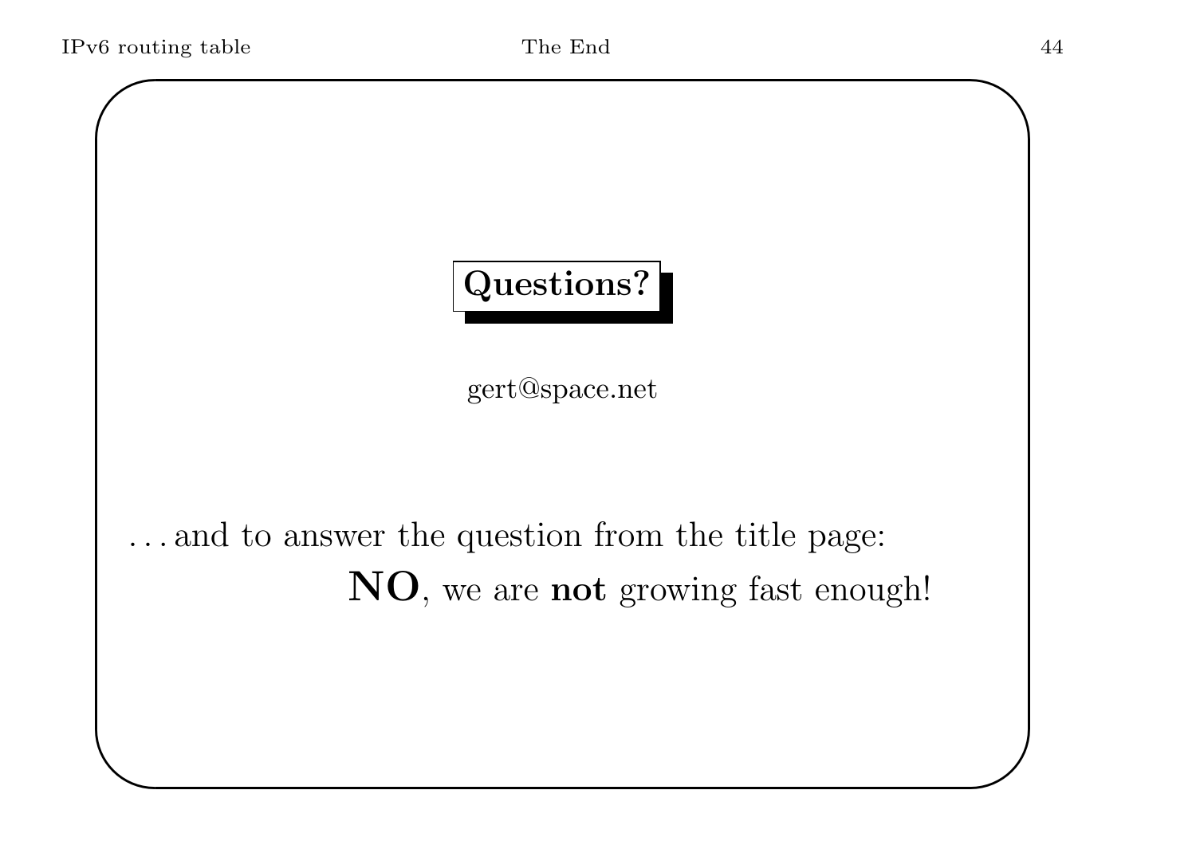## Questions?

gert@space.net

…and to answer the question from the title page:

**NO**, we are **not** growing fast enough!